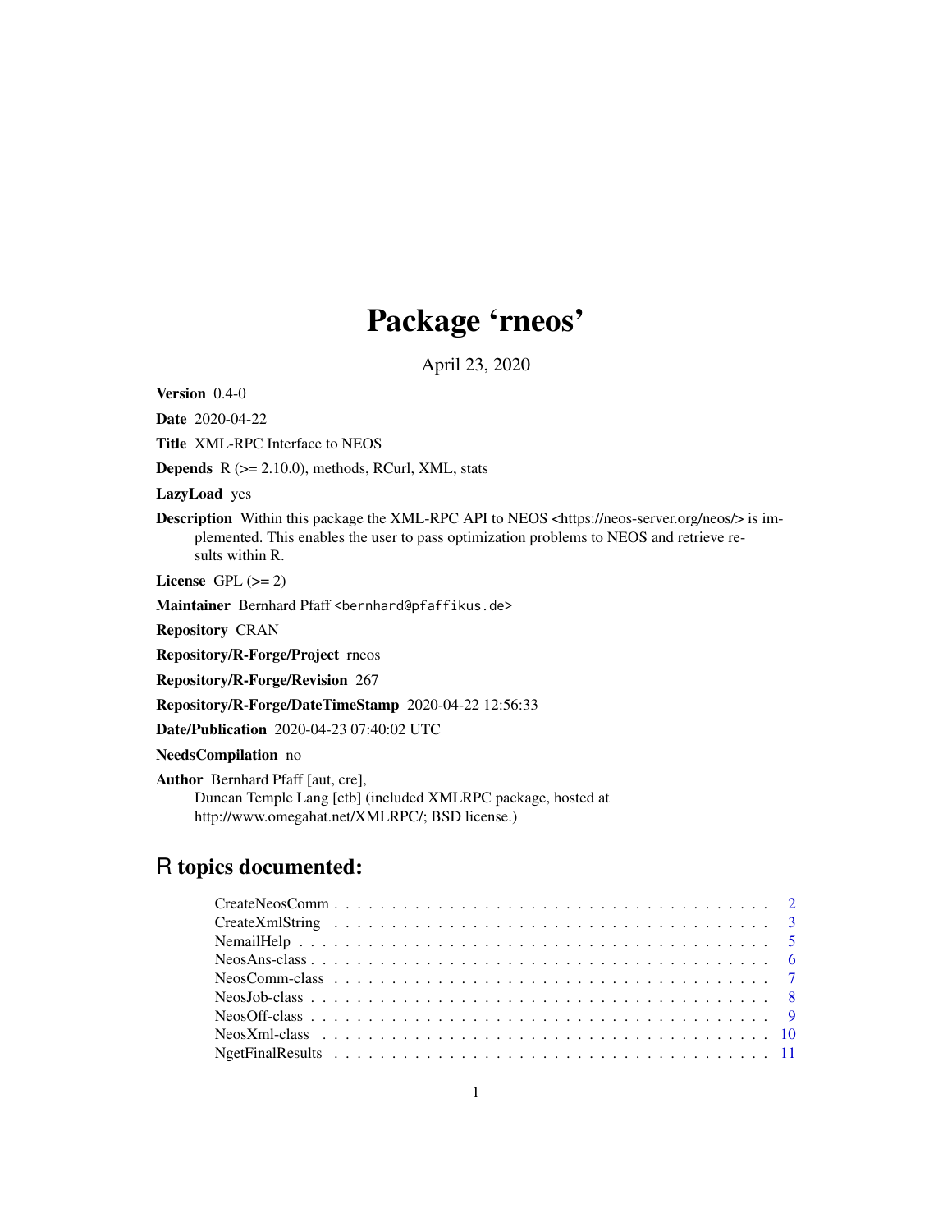# Package 'rneos'

April 23, 2020

**Version** 0.4-0

**Date** 2020-04-22

**Title** XML-RPC Interface to NEOS

**Depends** R (>= 2.10.0), methods, RCurl, XML, stats

**LazyLoad** yes

**Description** Within this package the XML-RPC API to NEOS <https://neos-server.org/neos/> is implemented. This enables the user to pass optimization problems to NEOS and retrieve results within R.

**License** GPL (>= 2)

**Maintainer** Bernhard Pfaff <bernhard@pfaffikus.de>

**Repository** CRAN

**Repository/R-Forge/Project** rneos

**Repository/R-Forge/Revision** 267

**Repository/R-Forge/DateTimeStamp** 2020-04-22 12:56:33

**Date/Publication** 2020-04-23 07:40:02 UTC

**NeedsCompilation** no

**Author** Bernhard Pfaff [aut, cre],
Duncan Temple Lang [ctb] (included XMLRPC package, hosted at http://www.omegahat.net/XMLRPC/; BSD license.)

## R topics documented:

- CreateNeosComm . . . . . . . . . . . . . . . . . . . . . . . . . . . . . . . . . . . . . . . . 2
- CreateXmlString . . . . . . . . . . . . . . . . . . . . . . . . . . . . . . . . . . . . . . . . 3
- NemailHelp . . . . . . . . . . . . . . . . . . . . . . . . . . . . . . . . . . . . . . . . 5
- NeosAns-class . . . . . . . . . . . . . . . . . . . . . . . . . . . . . . . . . . . . . . . . 6
- NeosComm-class . . . . . . . . . . . . . . . . . . . . . . . . . . . . . . . . . . . . . . . . 7
- NeosJob-class . . . . . . . . . . . . . . . . . . . . . . . . . . . . . . . . . . . . . . . . 8
- NeosOff-class . . . . . . . . . . . . . . . . . . . . . . . . . . . . . . . . . . . . . . . . 9
- NeosXml-class . . . . . . . . . . . . . . . . . . . . . . . . . . . . . . . . . . . . . . . . 10
- NgetFinalResults . . . . . . . . . . . . . . . . . . . . . . . . . . . . . . . . . . . . . . . . 11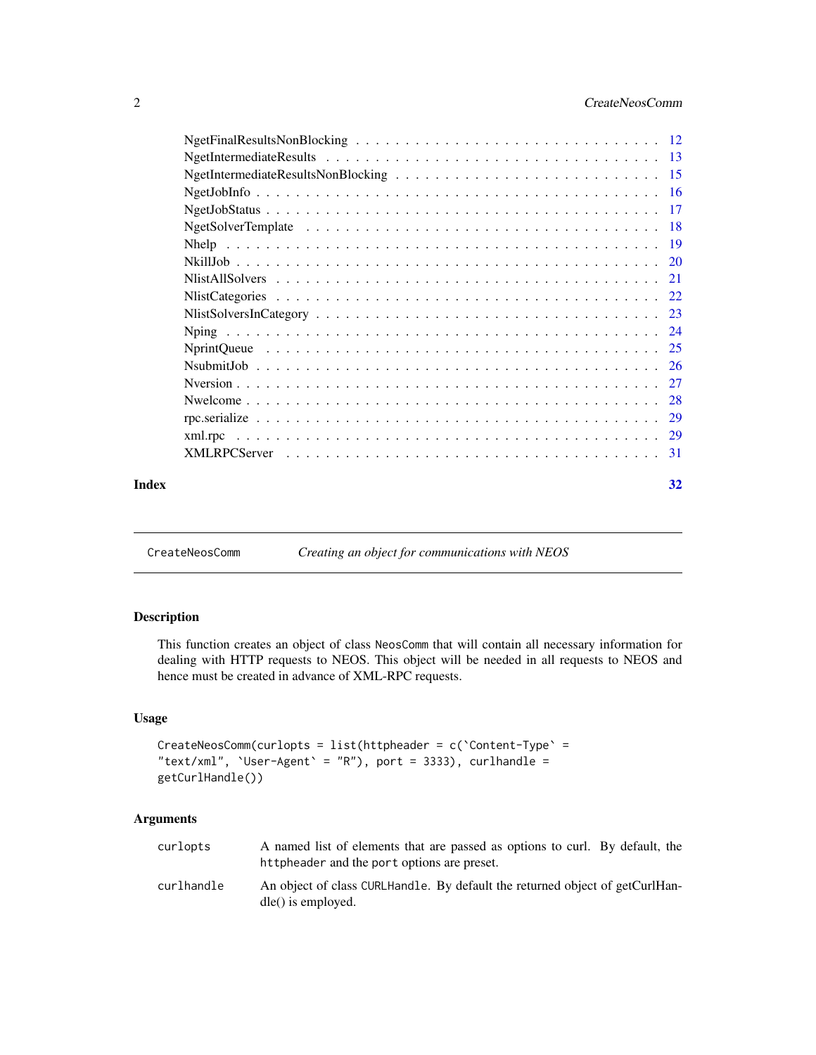| | |
|---|---|
| NgetFinalResultsNonBlocking | 12 |
| NgetIntermediateResults | 13 |
| NgetIntermediateResultsNonBlocking | 15 |
| NgetJobInfo | 16 |
| NgetJobStatus | 17 |
| NgetSolverTemplate | 18 |
| Nhelp | 19 |
| NkillJob | 20 |
| NlistAllSolvers | 21 |
| NlistCategories | 22 |
| NlistSolversInCategory | 23 |
| Nping | 24 |
| NprintQueue | 25 |
| NsubmitJob | 26 |
| Nversion | 27 |
| Nwelcome | 28 |
| rpc.serialize | 29 |
| xml.rpc | 29 |
| XMLRPCServer | 31 |

**Index** **32**

---

## CreateNeosComm — *Creating an object for communications with NEOS*

### Description

This function creates an object of class `NeosComm` that will contain all necessary information for dealing with HTTP requests to NEOS. This object will be needed in all requests to NEOS and hence must be created in advance of XML-RPC requests.

### Usage

```
CreateNeosComm(curlopts = list(httpheader = c(`Content-Type` =
"text/xml", `User-Agent` = "R"), port = 3333), curlhandle =
getCurlHandle())
```

### Arguments

| | |
|---|---|
| `curlopts` | A named list of elements that are passed as options to curl. By default, the `httpheader` and the `port` options are preset. |
| `curlhandle` | An object of class `CURLHandle`. By default the returned object of getCurlHandle() is employed. |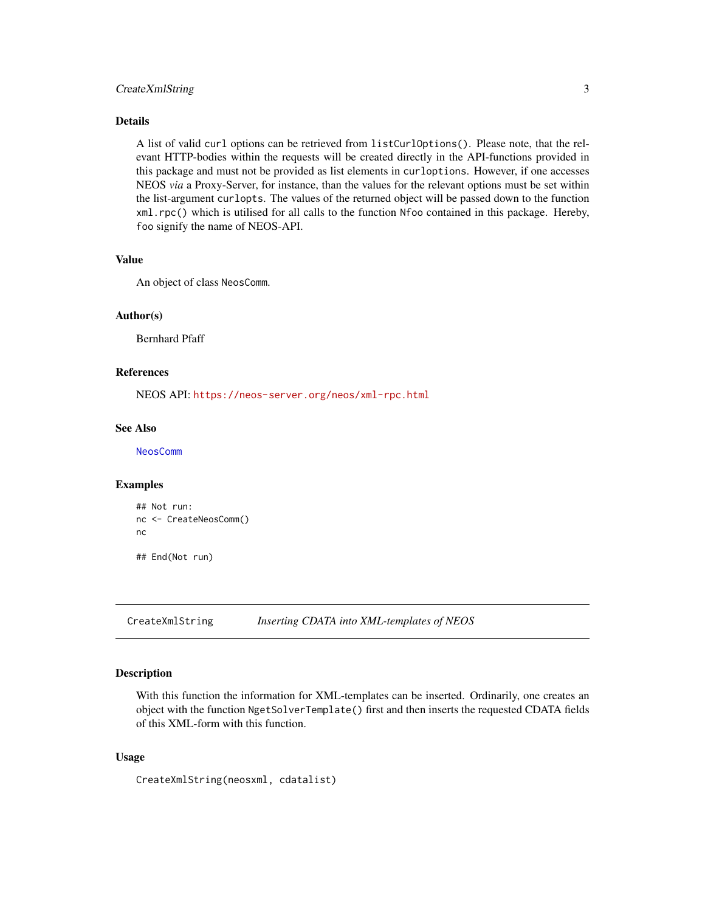### Details

A list of valid `curl` options can be retrieved from `listCurlOptions()`. Please note, that the relevant HTTP-bodies within the requests will be created directly in the API-functions provided in this package and must not be provided as list elements in `curloptions`. However, if one accesses NEOS *via* a Proxy-Server, for instance, than the values for the relevant options must be set within the list-argument `curlopts`. The values of the returned object will be passed down to the function `xml.rpc()` which is utilised for all calls to the function `Nfoo` contained in this package. Hereby, `foo` signify the name of NEOS-API.

### Value

An object of class `NeosComm`.

### Author(s)

Bernhard Pfaff

### References

NEOS API: https://neos-server.org/neos/xml-rpc.html

### See Also

`NeosComm`

### Examples

```
## Not run:
nc <- CreateNeosComm()
nc

## End(Not run)
```

---

## CreateXmlString — *Inserting CDATA into XML-templates of NEOS*

### Description

With this function the information for XML-templates can be inserted. Ordinarily, one creates an object with the function `NgetSolverTemplate()` first and then inserts the requested CDATA fields of this XML-form with this function.

### Usage

```
CreateXmlString(neosxml, cdatalist)
```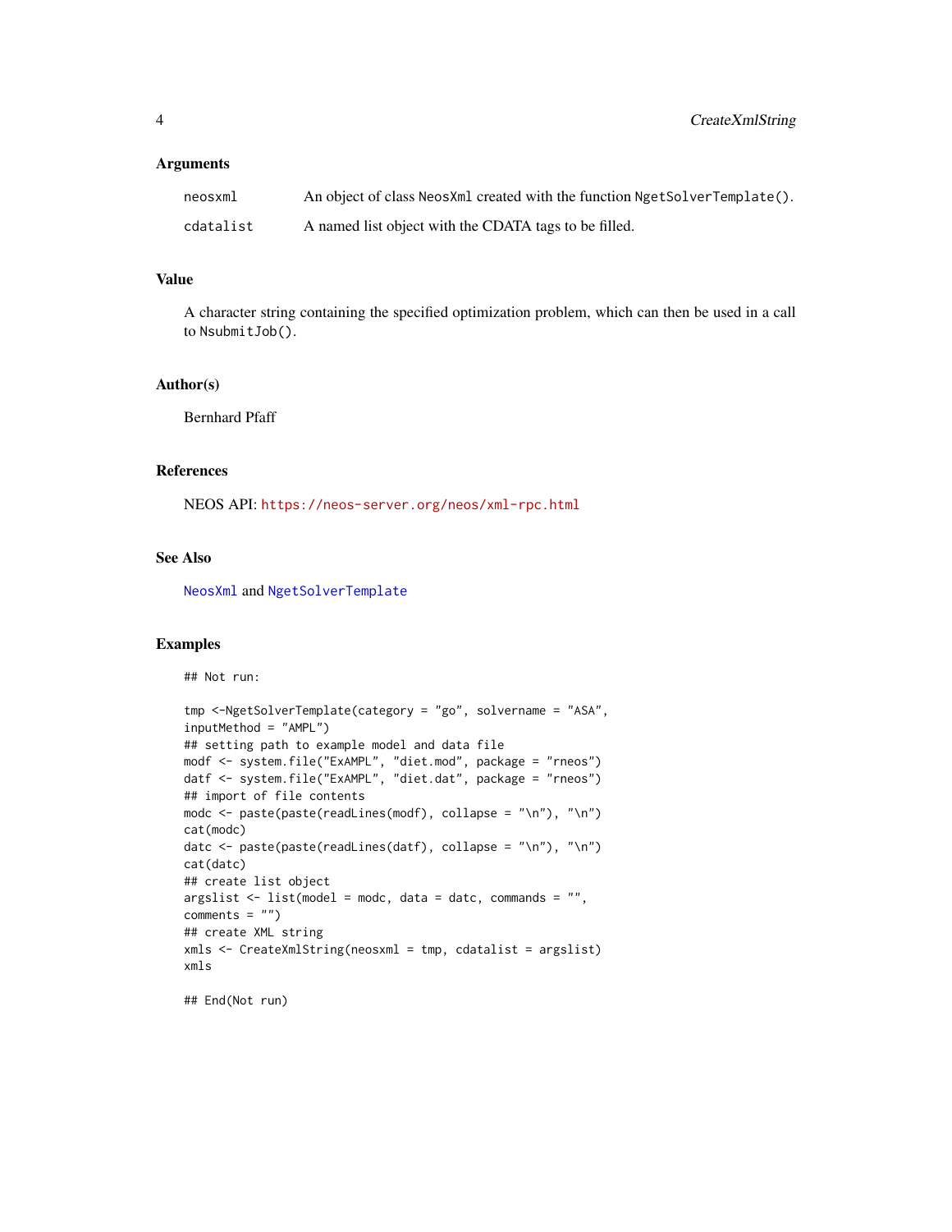### Arguments

| | |
|---|---|
| `neosxml` | An object of class `NeosXml` created with the function `NgetSolverTemplate()`. |
| `cdatalist` | A named list object with the CDATA tags to be filled. |

### Value

A character string containing the specified optimization problem, which can then be used in a call to `NsubmitJob()`.

### Author(s)

Bernhard Pfaff

### References

NEOS API: https://neos-server.org/neos/xml-rpc.html

### See Also

`NeosXml` and `NgetSolverTemplate`

### Examples

```
## Not run:

tmp <-NgetSolverTemplate(category = "go", solvername = "ASA",
inputMethod = "AMPL")
## setting path to example model and data file
modf <- system.file("ExAMPL", "diet.mod", package = "rneos")
datf <- system.file("ExAMPL", "diet.dat", package = "rneos")
## import of file contents
modc <- paste(paste(readLines(modf), collapse = "\n"), "\n")
cat(modc)
datc <- paste(paste(readLines(datf), collapse = "\n"), "\n")
cat(datc)
## create list object
argslist <- list(model = modc, data = datc, commands = "",
comments = "")
## create XML string
xmls <- CreateXmlString(neosxml = tmp, cdatalist = argslist)
xmls

## End(Not run)
```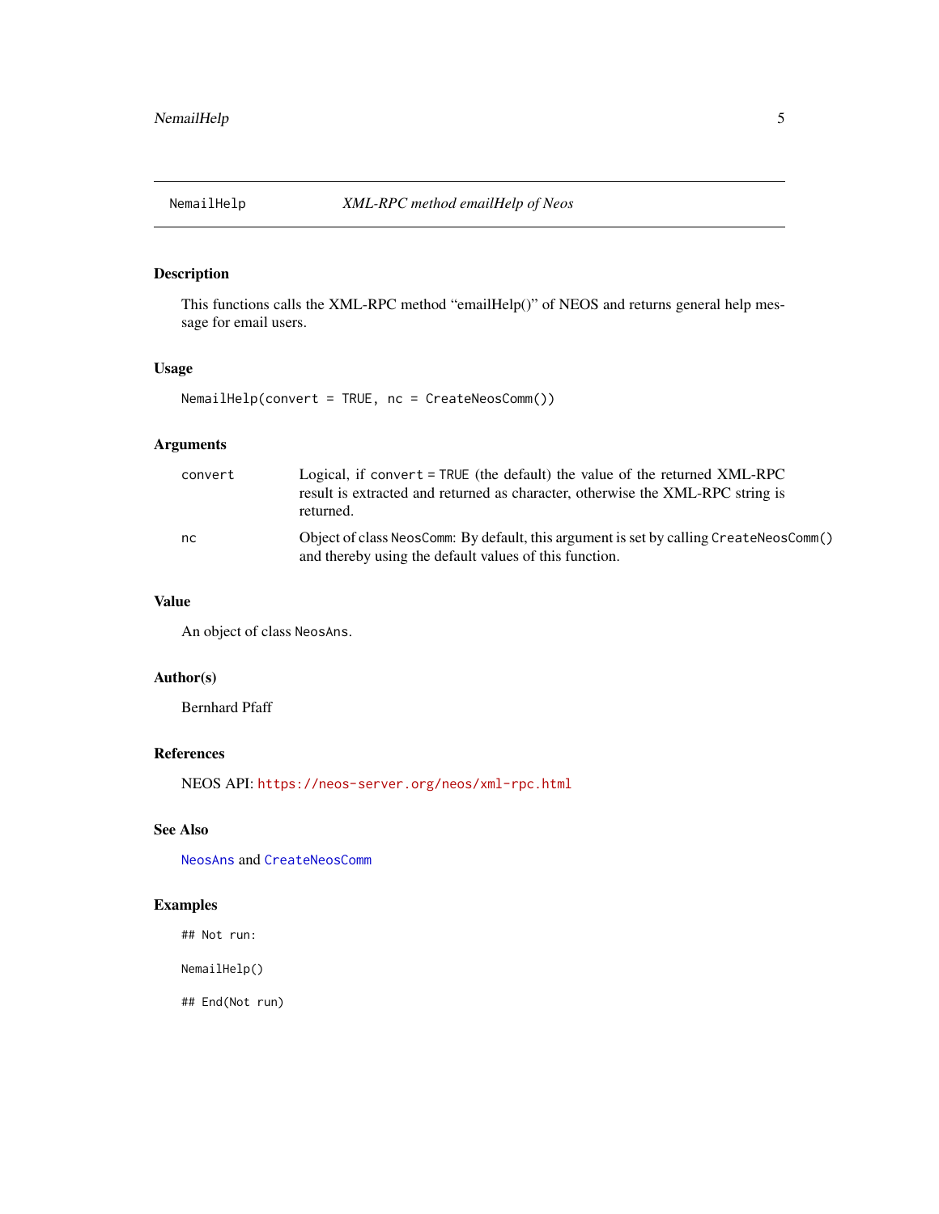NemailHelp *XML-RPC method emailHelp of Neos*

## Description

This functions calls the XML-RPC method "emailHelp()" of NEOS and returns general help message for email users.

## Usage

```
NemailHelp(convert = TRUE, nc = CreateNeosComm())
```

## Arguments

| | |
|---|---|
| convert | Logical, if `convert = TRUE` (the default) the value of the returned XML-RPC result is extracted and returned as character, otherwise the XML-RPC string is returned. |
| nc | Object of class `NeosComm`: By default, this argument is set by calling `CreateNeosComm()` and thereby using the default values of this function. |

## Value

An object of class `NeosAns`.

## Author(s)

Bernhard Pfaff

## References

NEOS API: https://neos-server.org/neos/xml-rpc.html

## See Also

`NeosAns` and `CreateNeosComm`

## Examples

```
## Not run:

NemailHelp()

## End(Not run)
```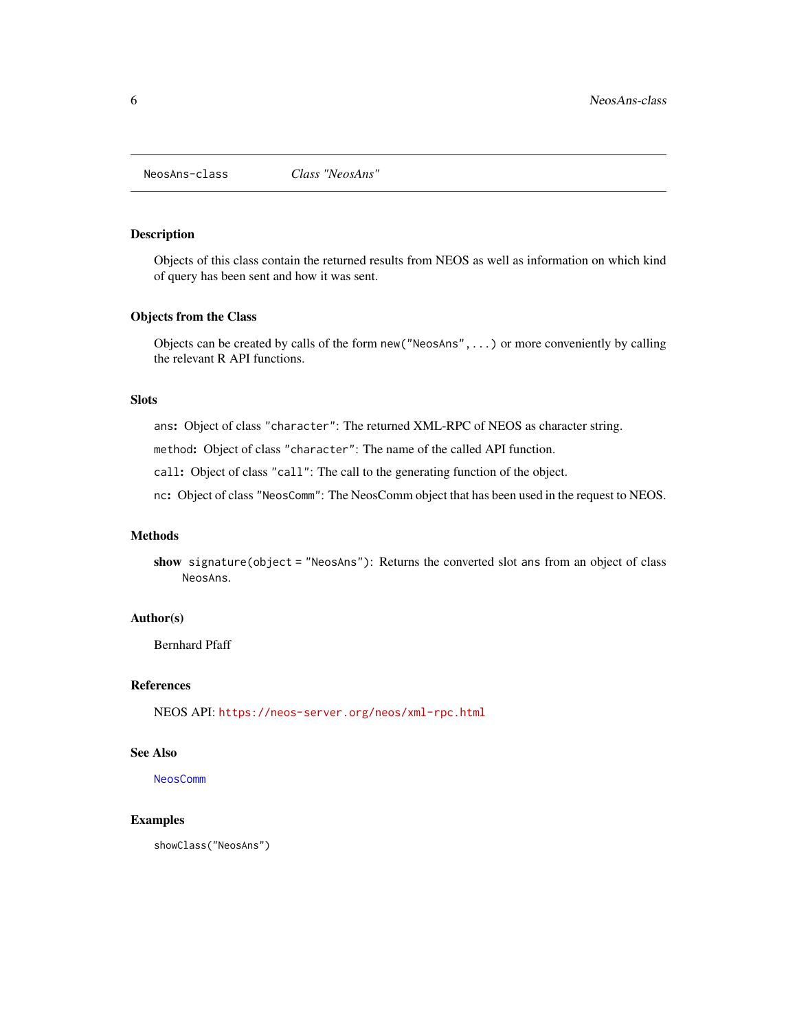NeosAns-class    *Class "NeosAns"*

## Description

Objects of this class contain the returned results from NEOS as well as information on which kind of query has been sent and how it was sent.

## Objects from the Class

Objects can be created by calls of the form `new("NeosAns", ...)` or more conveniently by calling the relevant R API functions.

## Slots

`ans`**:** Object of class `"character"`: The returned XML-RPC of NEOS as character string.

`method`**:** Object of class `"character"`: The name of the called API function.

`call`**:** Object of class `"call"`: The call to the generating function of the object.

`nc`**:** Object of class `"NeosComm"`: The NeosComm object that has been used in the request to NEOS.

## Methods

**show** `signature(object = "NeosAns")`: Returns the converted slot `ans` from an object of class `NeosAns`.

## Author(s)

Bernhard Pfaff

## References

NEOS API: https://neos-server.org/neos/xml-rpc.html

## See Also

`NeosComm`

## Examples

```
showClass("NeosAns")
```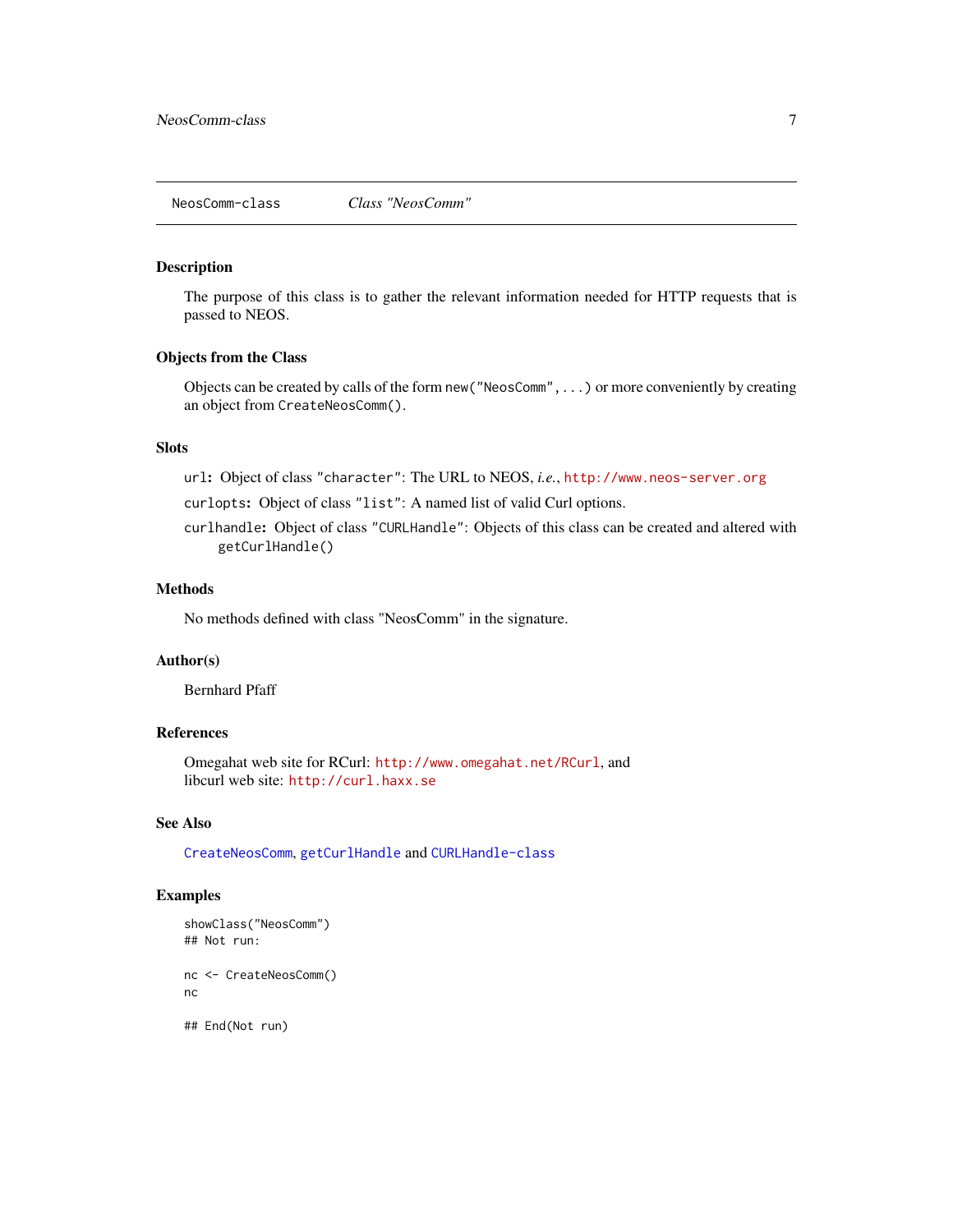NeosComm-class    *Class "NeosComm"*

## Description

The purpose of this class is to gather the relevant information needed for HTTP requests that is passed to NEOS.

## Objects from the Class

Objects can be created by calls of the form `new("NeosComm", ...)` or more conveniently by creating an object from `CreateNeosComm()`.

## Slots

`url`: Object of class `"character"`: The URL to NEOS, *i.e.*, http://www.neos-server.org

`curlopts`: Object of class `"list"`: A named list of valid Curl options.

`curlhandle`: Object of class `"CURLHandle"`: Objects of this class can be created and altered with `getCurlHandle()`

## Methods

No methods defined with class "NeosComm" in the signature.

## Author(s)

Bernhard Pfaff

## References

Omegahat web site for RCurl: http://www.omegahat.net/RCurl, and
libcurl web site: http://curl.haxx.se

## See Also

`CreateNeosComm`, `getCurlHandle` and `CURLHandle-class`

## Examples

```
showClass("NeosComm")
## Not run:

nc <- CreateNeosComm()
nc

## End(Not run)
```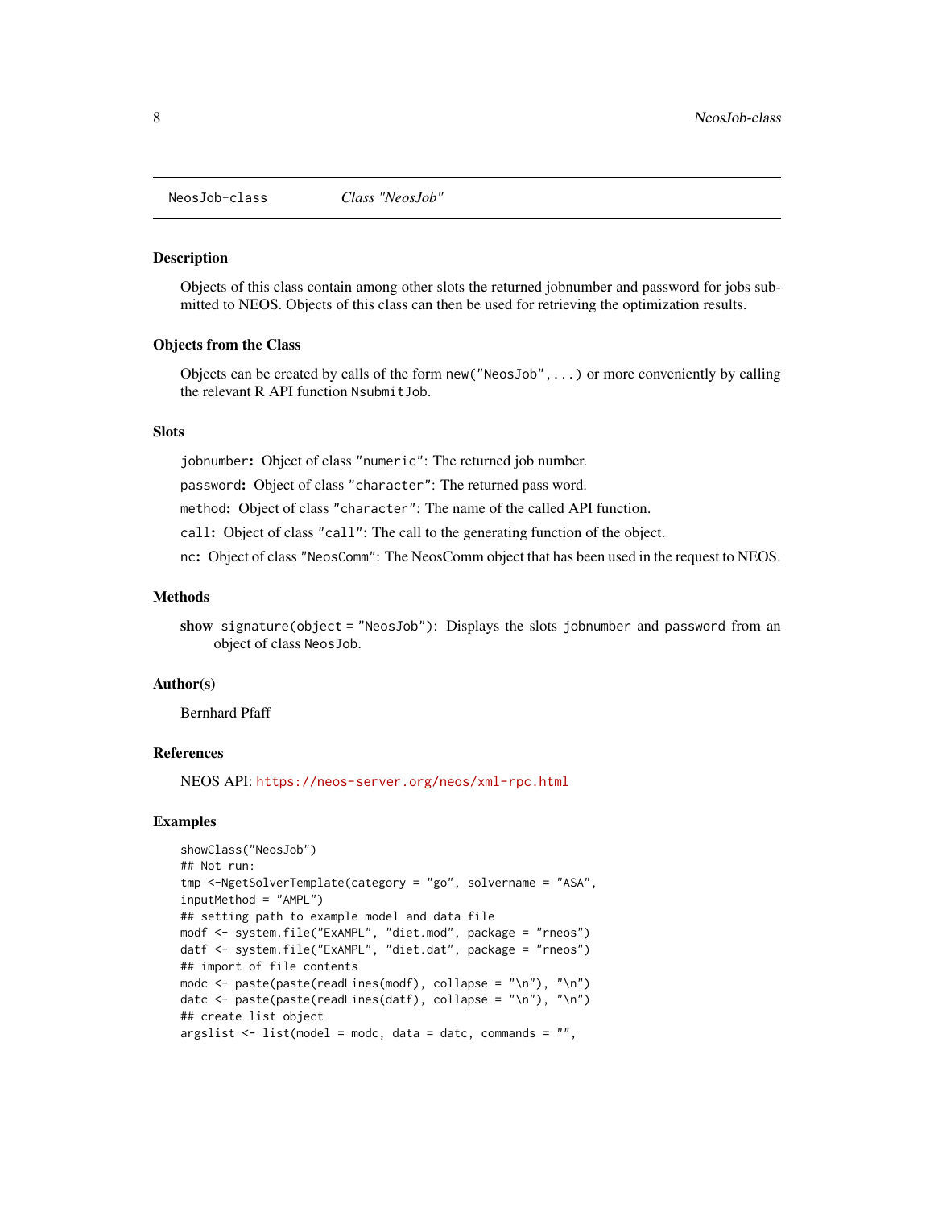NeosJob-class &emsp; *Class "NeosJob"*

## Description

Objects of this class contain among other slots the returned jobnumber and password for jobs submitted to NEOS. Objects of this class can then be used for retrieving the optimization results.

## Objects from the Class

Objects can be created by calls of the form `new("NeosJob",...)` or more conveniently by calling the relevant R API function `NsubmitJob`.

## Slots

`jobnumber`**:** Object of class `"numeric"`: The returned job number.

`password`**:** Object of class `"character"`: The returned pass word.

`method`**:** Object of class `"character"`: The name of the called API function.

`call`**:** Object of class `"call"`: The call to the generating function of the object.

`nc`**:** Object of class `"NeosComm"`: The NeosComm object that has been used in the request to NEOS.

## Methods

**show** `signature(object = "NeosJob")`: Displays the slots `jobnumber` and `password` from an object of class `NeosJob`.

## Author(s)

Bernhard Pfaff

## References

NEOS API: https://neos-server.org/neos/xml-rpc.html

## Examples

```
showClass("NeosJob")
## Not run:
tmp <-NgetSolverTemplate(category = "go", solvername = "ASA",
inputMethod = "AMPL")
## setting path to example model and data file
modf <- system.file("ExAMPL", "diet.mod", package = "rneos")
datf <- system.file("ExAMPL", "diet.dat", package = "rneos")
## import of file contents
modc <- paste(paste(readLines(modf), collapse = "\n"), "\n")
datc <- paste(paste(readLines(datf), collapse = "\n"), "\n")
## create list object
argslist <- list(model = modc, data = datc, commands = "",
```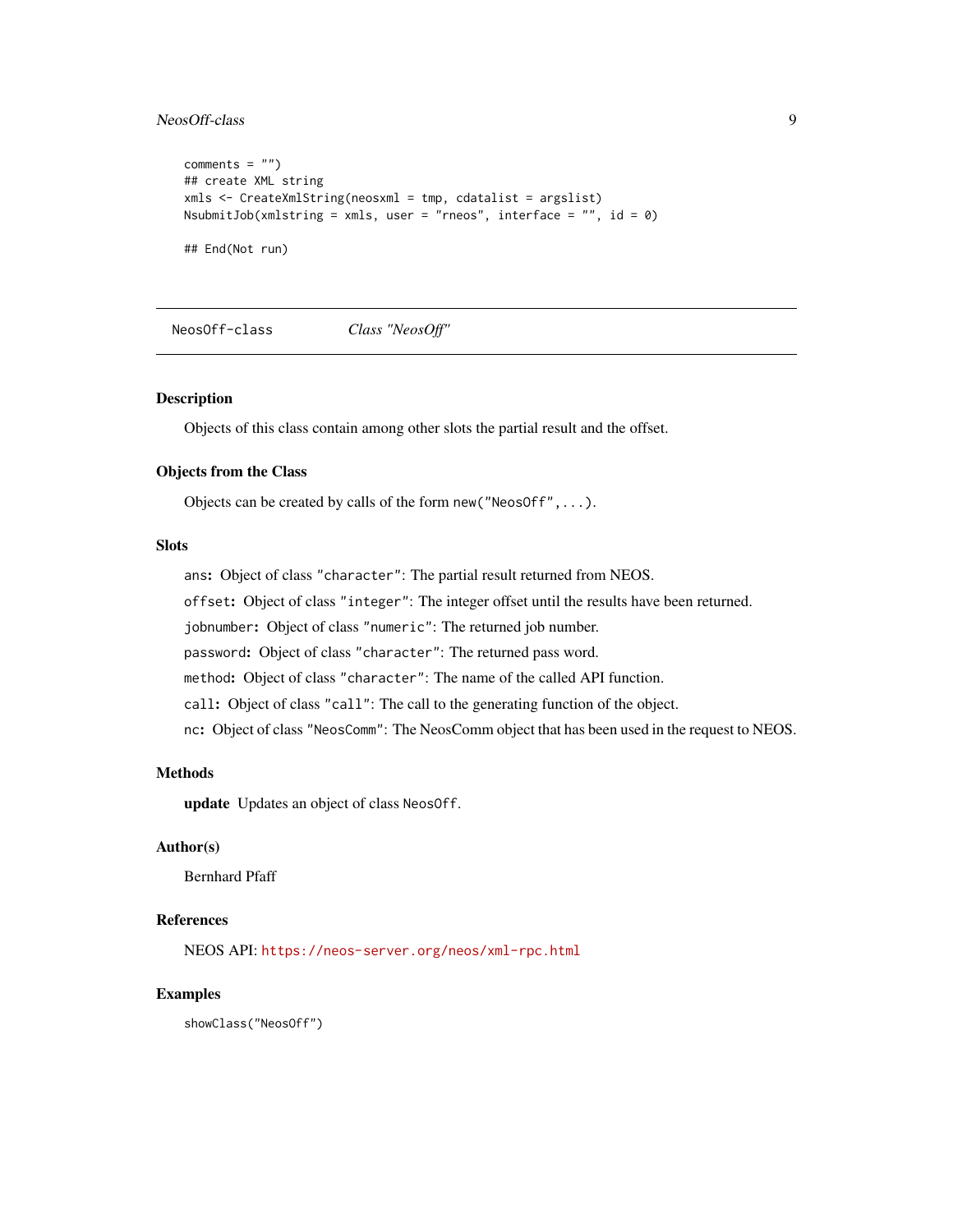```
comments = "")
## create XML string
xmls <- CreateXmlString(neosxml = tmp, cdatalist = argslist)
NsubmitJob(xmlstring = xmls, user = "rneos", interface = "", id = 0)

## End(Not run)
```

---

NeosOff-class &nbsp;&nbsp;&nbsp;&nbsp; *Class "NeosOff"*

---

## Description

Objects of this class contain among other slots the partial result and the offset.

## Objects from the Class

Objects can be created by calls of the form `new("NeosOff",...)`.

## Slots

- `ans`**:** Object of class `"character"`: The partial result returned from NEOS.
- `offset`**:** Object of class `"integer"`: The integer offset until the results have been returned.
- `jobnumber`**:** Object of class `"numeric"`: The returned job number.
- `password`**:** Object of class `"character"`: The returned pass word.
- `method`**:** Object of class `"character"`: The name of the called API function.
- `call`**:** Object of class `"call"`: The call to the generating function of the object.
- `nc`**:** Object of class `"NeosComm"`: The NeosComm object that has been used in the request to NEOS.

## Methods

**update** Updates an object of class `NeosOff`.

## Author(s)

Bernhard Pfaff

## References

NEOS API: https://neos-server.org/neos/xml-rpc.html

## Examples

```
showClass("NeosOff")
```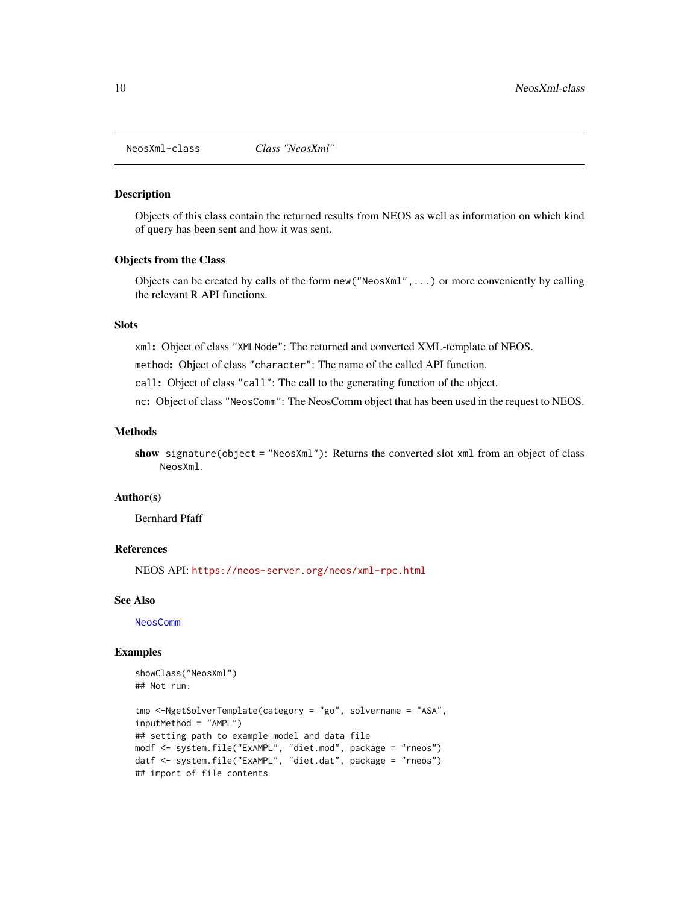NeosXml-class    *Class "NeosXml"*

## Description

Objects of this class contain the returned results from NEOS as well as information on which kind of query has been sent and how it was sent.

## Objects from the Class

Objects can be created by calls of the form `new("NeosXml",...)` or more conveniently by calling the relevant R API functions.

## Slots

`xml`: Object of class `"XMLNode"`: The returned and converted XML-template of NEOS.

`method`: Object of class `"character"`: The name of the called API function.

`call`: Object of class `"call"`: The call to the generating function of the object.

`nc`: Object of class `"NeosComm"`: The NeosComm object that has been used in the request to NEOS.

## Methods

**show** `signature(object = "NeosXml")`: Returns the converted slot `xml` from an object of class `NeosXml`.

## Author(s)

Bernhard Pfaff

## References

NEOS API: https://neos-server.org/neos/xml-rpc.html

## See Also

`NeosComm`

## Examples

```
showClass("NeosXml")
## Not run:

tmp <-NgetSolverTemplate(category = "go", solvername = "ASA",
inputMethod = "AMPL")
## setting path to example model and data file
modf <- system.file("ExAMPL", "diet.mod", package = "rneos")
datf <- system.file("ExAMPL", "diet.dat", package = "rneos")
## import of file contents
```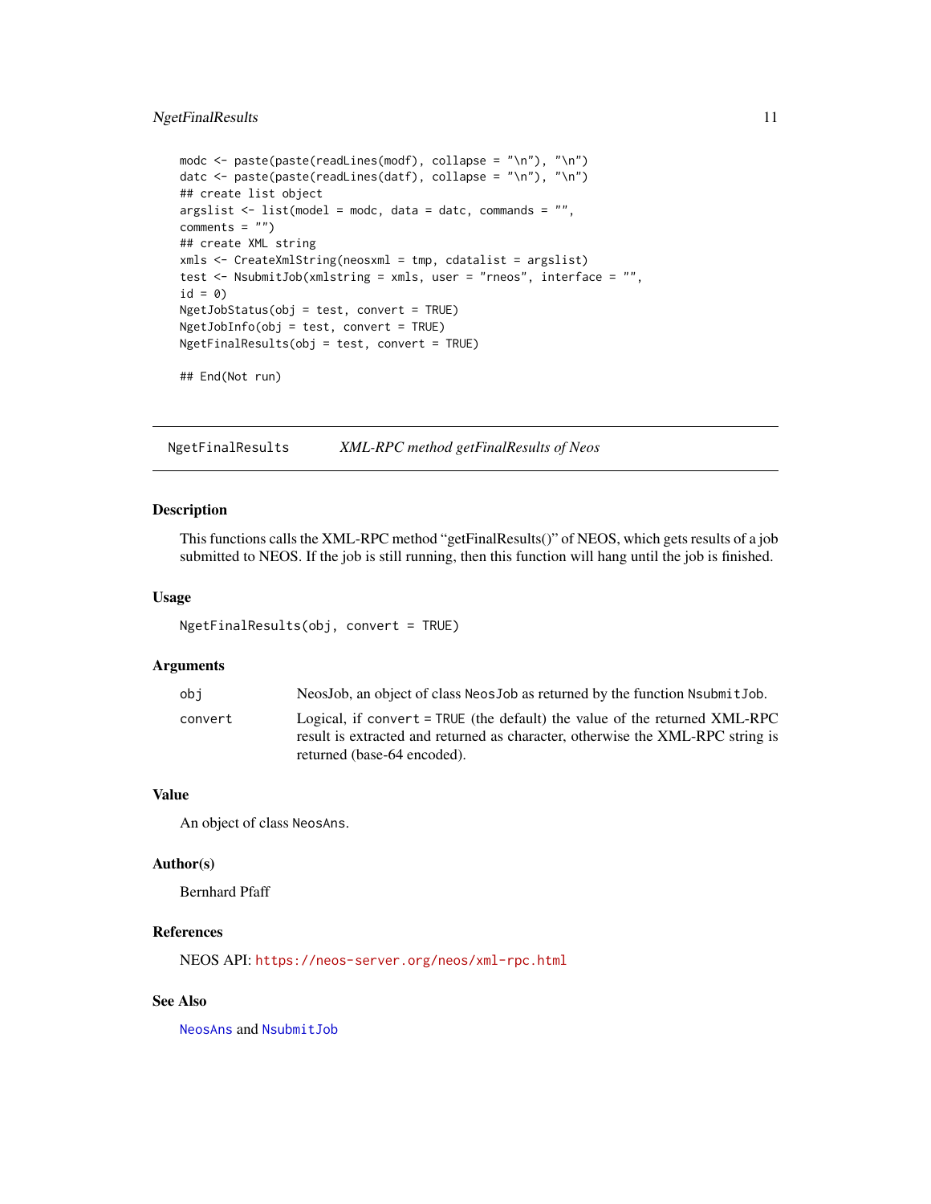```
modc <- paste(paste(readLines(modf), collapse = "\n"), "\n")
datc <- paste(paste(readLines(datf), collapse = "\n"), "\n")
## create list object
argslist <- list(model = modc, data = datc, commands = "",
comments = "")
## create XML string
xmls <- CreateXmlString(neosxml = tmp, cdatalist = argslist)
test <- NsubmitJob(xmlstring = xmls, user = "rneos", interface = "",
id = 0)
NgetJobStatus(obj = test, convert = TRUE)
NgetJobInfo(obj = test, convert = TRUE)
NgetFinalResults(obj = test, convert = TRUE)

## End(Not run)
```

---

## NgetFinalResults — *XML-RPC method getFinalResults of Neos*

### Description

This functions calls the XML-RPC method "getFinalResults()" of NEOS, which gets results of a job submitted to NEOS. If the job is still running, then this function will hang until the job is finished.

### Usage

```
NgetFinalResults(obj, convert = TRUE)
```

### Arguments

| | |
|---|---|
| `obj` | NeosJob, an object of class `NeosJob` as returned by the function `NsubmitJob`. |
| `convert` | Logical, if `convert = TRUE` (the default) the value of the returned XML-RPC result is extracted and returned as character, otherwise the XML-RPC string is returned (base-64 encoded). |

### Value

An object of class `NeosAns`.

### Author(s)

Bernhard Pfaff

### References

NEOS API: https://neos-server.org/neos/xml-rpc.html

### See Also

`NeosAns` and `NsubmitJob`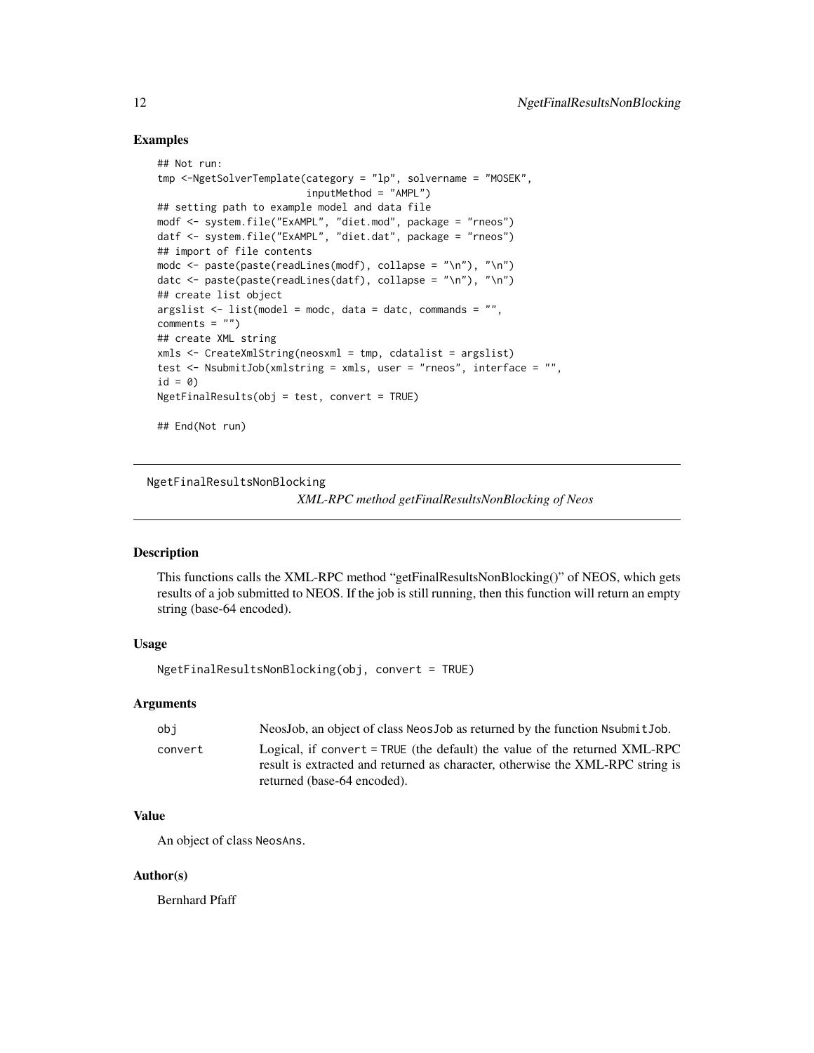## Examples

```
## Not run:
tmp <-NgetSolverTemplate(category = "lp", solvername = "MOSEK",
                        inputMethod = "AMPL")
## setting path to example model and data file
modf <- system.file("ExAMPL", "diet.mod", package = "rneos")
datf <- system.file("ExAMPL", "diet.dat", package = "rneos")
## import of file contents
modc <- paste(paste(readLines(modf), collapse = "\n"), "\n")
datc <- paste(paste(readLines(datf), collapse = "\n"), "\n")
## create list object
argslist <- list(model = modc, data = datc, commands = "",
comments = "")
## create XML string
xmls <- CreateXmlString(neosxml = tmp, cdatalist = argslist)
test <- NsubmitJob(xmlstring = xmls, user = "rneos", interface = "",
id = 0)
NgetFinalResults(obj = test, convert = TRUE)

## End(Not run)
```

---

# NgetFinalResultsNonBlocking    *XML-RPC method getFinalResultsNonBlocking of Neos*

## Description

This functions calls the XML-RPC method "getFinalResultsNonBlocking()" of NEOS, which gets results of a job submitted to NEOS. If the job is still running, then this function will return an empty string (base-64 encoded).

## Usage

```
NgetFinalResultsNonBlocking(obj, convert = TRUE)
```

## Arguments

| | |
|---|---|
| `obj` | NeosJob, an object of class `NeosJob` as returned by the function `NsubmitJob`. |
| `convert` | Logical, if `convert = TRUE` (the default) the value of the returned XML-RPC result is extracted and returned as character, otherwise the XML-RPC string is returned (base-64 encoded). |

## Value

An object of class `NeosAns`.

## Author(s)

Bernhard Pfaff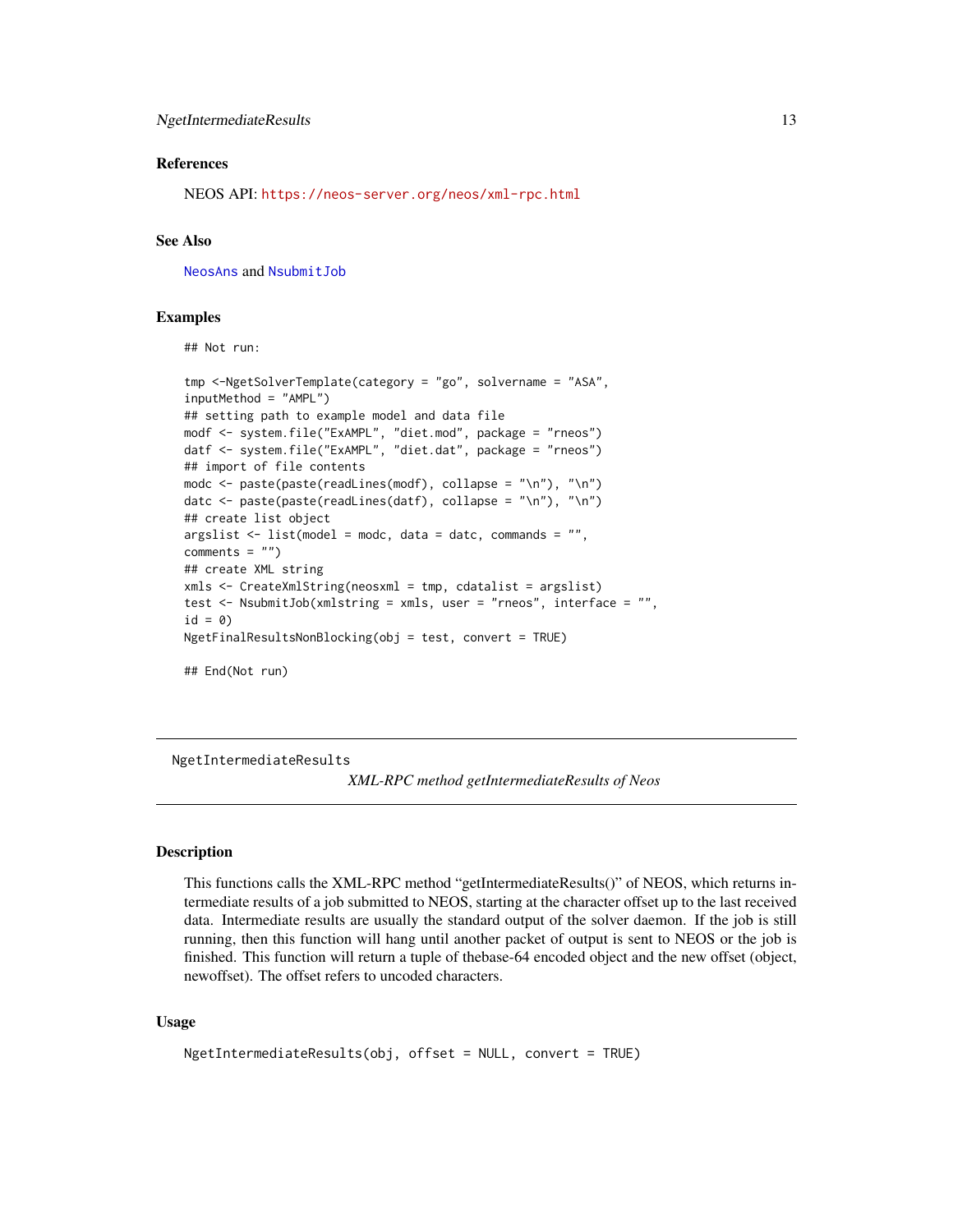### References

NEOS API: https://neos-server.org/neos/xml-rpc.html

### See Also

NeosAns and NsubmitJob

### Examples

```
## Not run:

tmp <-NgetSolverTemplate(category = "go", solvername = "ASA",
inputMethod = "AMPL")
## setting path to example model and data file
modf <- system.file("ExAMPL", "diet.mod", package = "rneos")
datf <- system.file("ExAMPL", "diet.dat", package = "rneos")
## import of file contents
modc <- paste(paste(readLines(modf), collapse = "\n"), "\n")
datc <- paste(paste(readLines(datf), collapse = "\n"), "\n")
## create list object
argslist <- list(model = modc, data = datc, commands = "",
comments = "")
## create XML string
xmls <- CreateXmlString(neosxml = tmp, cdatalist = argslist)
test <- NsubmitJob(xmlstring = xmls, user = "rneos", interface = "",
id = 0)
NgetFinalResultsNonBlocking(obj = test, convert = TRUE)

## End(Not run)
```

---

## NgetIntermediateResults

*XML-RPC method getIntermediateResults of Neos*

---

### Description

This functions calls the XML-RPC method "getIntermediateResults()" of NEOS, which returns intermediate results of a job submitted to NEOS, starting at the character offset up to the last received data. Intermediate results are usually the standard output of the solver daemon. If the job is still running, then this function will hang until another packet of output is sent to NEOS or the job is finished. This function will return a tuple of thebase-64 encoded object and the new offset (object, newoffset). The offset refers to uncoded characters.

### Usage

```
NgetIntermediateResults(obj, offset = NULL, convert = TRUE)
```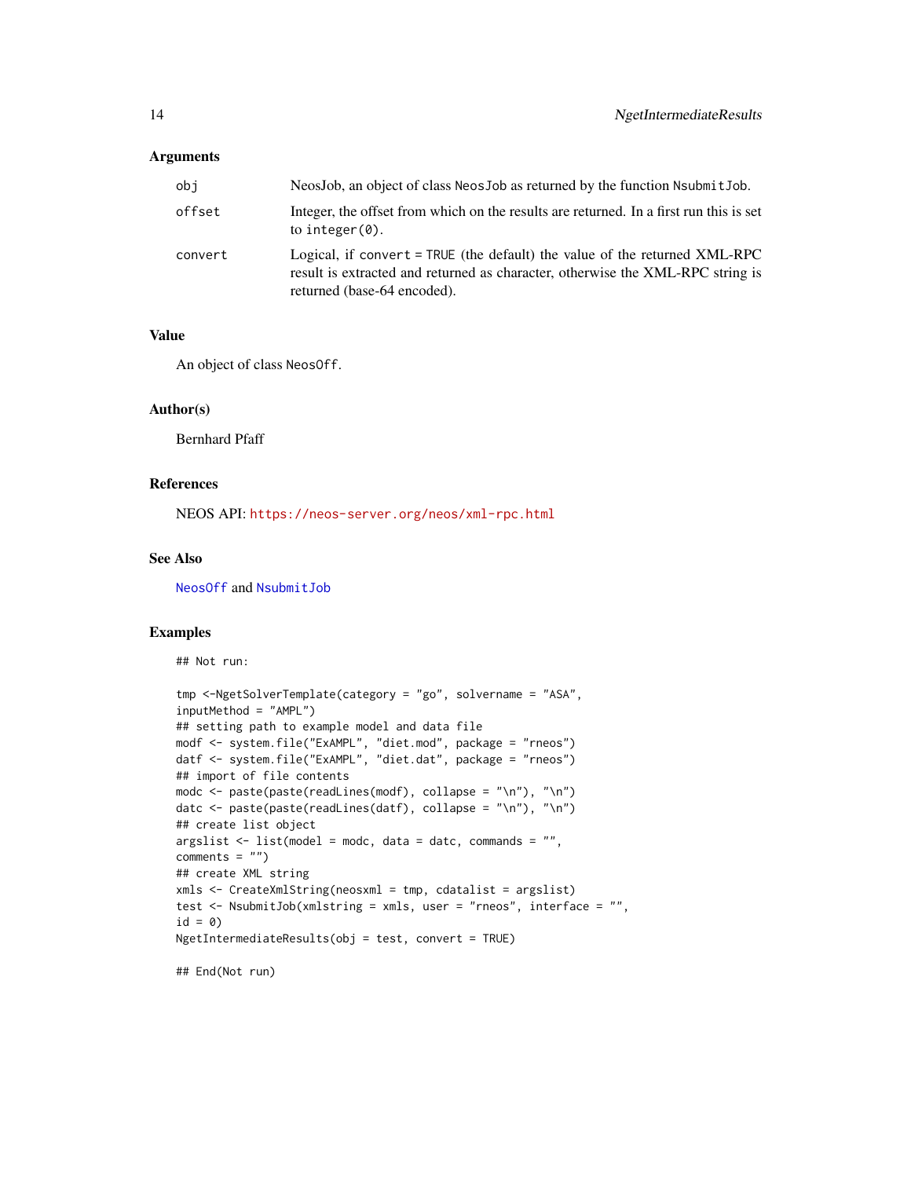### Arguments

| | |
|---|---|
| `obj` | NeosJob, an object of class `NeosJob` as returned by the function `NsubmitJob`. |
| `offset` | Integer, the offset from which on the results are returned. In a first run this is set to `integer(0)`. |
| `convert` | Logical, if `convert = TRUE` (the default) the value of the returned XML-RPC result is extracted and returned as character, otherwise the XML-RPC string is returned (base-64 encoded). |

### Value

An object of class `NeosOff`.

### Author(s)

Bernhard Pfaff

### References

NEOS API: https://neos-server.org/neos/xml-rpc.html

### See Also

`NeosOff` and `NsubmitJob`

### Examples

```
## Not run:

tmp <-NgetSolverTemplate(category = "go", solvername = "ASA",
inputMethod = "AMPL")
## setting path to example model and data file
modf <- system.file("ExAMPL", "diet.mod", package = "rneos")
datf <- system.file("ExAMPL", "diet.dat", package = "rneos")
## import of file contents
modc <- paste(paste(readLines(modf), collapse = "\n"), "\n")
datc <- paste(paste(readLines(datf), collapse = "\n"), "\n")
## create list object
argslist <- list(model = modc, data = datc, commands = "",
comments = "")
## create XML string
xmls <- CreateXmlString(neosxml = tmp, cdatalist = argslist)
test <- NsubmitJob(xmlstring = xmls, user = "rneos", interface = "",
id = 0)
NgetIntermediateResults(obj = test, convert = TRUE)

## End(Not run)
```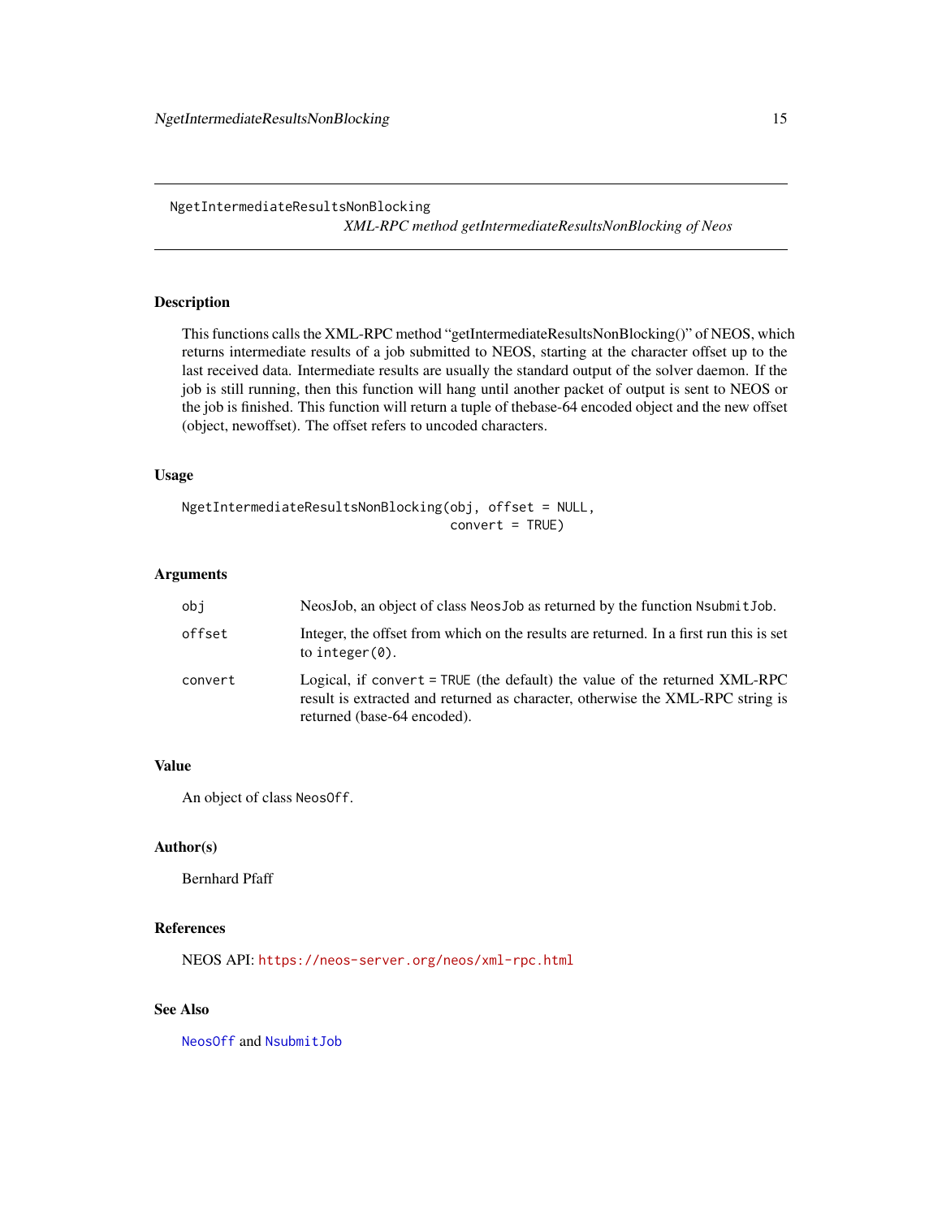NgetIntermediateResultsNonBlocking

*XML-RPC method getIntermediateResultsNonBlocking of Neos*

## Description

This functions calls the XML-RPC method "getIntermediateResultsNonBlocking()" of NEOS, which returns intermediate results of a job submitted to NEOS, starting at the character offset up to the last received data. Intermediate results are usually the standard output of the solver daemon. If the job is still running, then this function will hang until another packet of output is sent to NEOS or the job is finished. This function will return a tuple of thebase-64 encoded object and the new offset (object, newoffset). The offset refers to uncoded characters.

## Usage

```
NgetIntermediateResultsNonBlocking(obj, offset = NULL,
                                   convert = TRUE)
```

## Arguments

| | |
|---|---|
| `obj` | NeosJob, an object of class `NeosJob` as returned by the function `NsubmitJob`. |
| `offset` | Integer, the offset from which on the results are returned. In a first run this is set to `integer(0)`. |
| `convert` | Logical, if `convert = TRUE` (the default) the value of the returned XML-RPC result is extracted and returned as character, otherwise the XML-RPC string is returned (base-64 encoded). |

## Value

An object of class `NeosOff`.

## Author(s)

Bernhard Pfaff

## References

NEOS API: https://neos-server.org/neos/xml-rpc.html

## See Also

`NeosOff` and `NsubmitJob`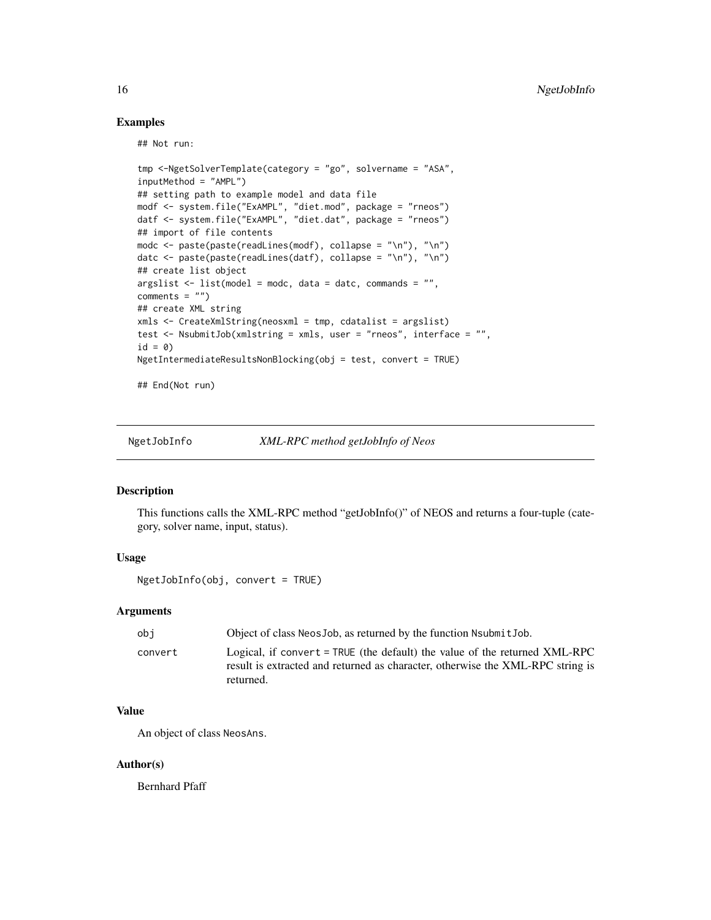## Examples

```
## Not run:

tmp <-NgetSolverTemplate(category = "go", solvername = "ASA",
inputMethod = "AMPL")
## setting path to example model and data file
modf <- system.file("ExAMPL", "diet.mod", package = "rneos")
datf <- system.file("ExAMPL", "diet.dat", package = "rneos")
## import of file contents
modc <- paste(paste(readLines(modf), collapse = "\n"), "\n")
datc <- paste(paste(readLines(datf), collapse = "\n"), "\n")
## create list object
argslist <- list(model = modc, data = datc, commands = "",
comments = "")
## create XML string
xmls <- CreateXmlString(neosxml = tmp, cdatalist = argslist)
test <- NsubmitJob(xmlstring = xmls, user = "rneos", interface = "",
id = 0)
NgetIntermediateResultsNonBlocking(obj = test, convert = TRUE)

## End(Not run)
```

---

# NgetJobInfo    *XML-RPC method getJobInfo of Neos*

## Description

This functions calls the XML-RPC method "getJobInfo()" of NEOS and returns a four-tuple (category, solver name, input, status).

## Usage

```
NgetJobInfo(obj, convert = TRUE)
```

## Arguments

| | |
|---|---|
| obj | Object of class NeosJob, as returned by the function NsubmitJob. |
| convert | Logical, if convert = TRUE (the default) the value of the returned XML-RPC result is extracted and returned as character, otherwise the XML-RPC string is returned. |

## Value

An object of class NeosAns.

## Author(s)

Bernhard Pfaff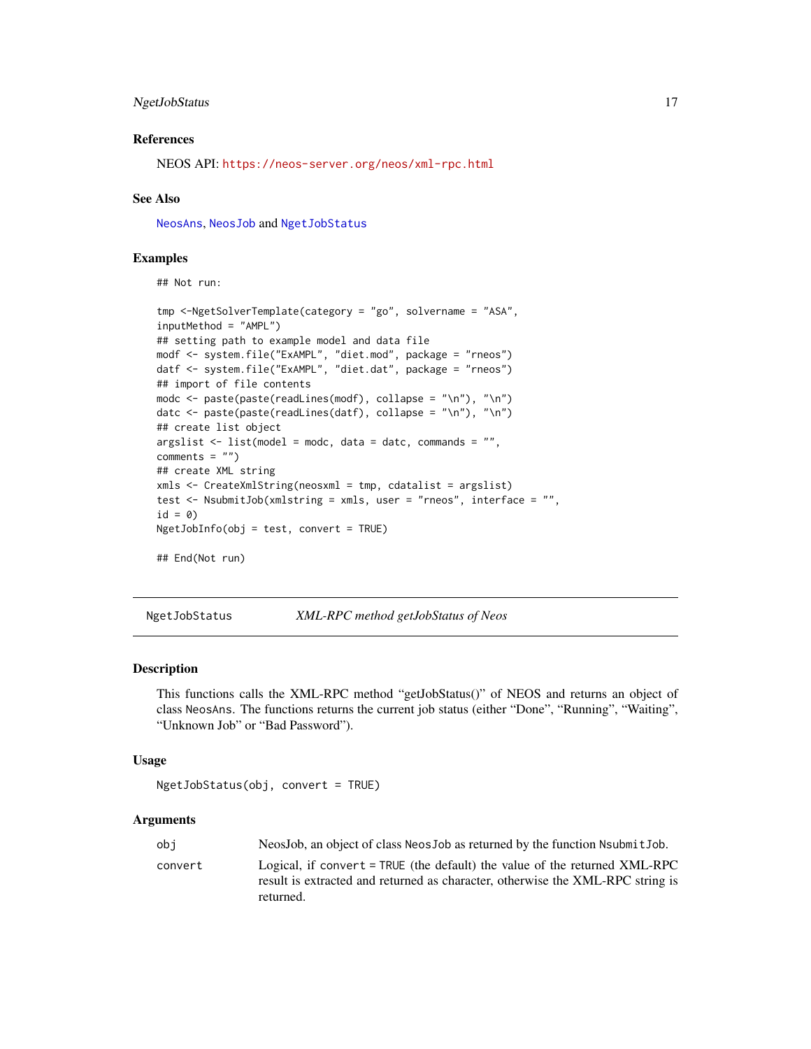### References

NEOS API: https://neos-server.org/neos/xml-rpc.html

### See Also

NeosAns, NeosJob and NgetJobStatus

### Examples

```
## Not run:

tmp <-NgetSolverTemplate(category = "go", solvername = "ASA",
inputMethod = "AMPL")
## setting path to example model and data file
modf <- system.file("ExAMPL", "diet.mod", package = "rneos")
datf <- system.file("ExAMPL", "diet.dat", package = "rneos")
## import of file contents
modc <- paste(paste(readLines(modf), collapse = "\n"), "\n")
datc <- paste(paste(readLines(datf), collapse = "\n"), "\n")
## create list object
argslist <- list(model = modc, data = datc, commands = "",
comments = "")
## create XML string
xmls <- CreateXmlString(neosxml = tmp, cdatalist = argslist)
test <- NsubmitJob(xmlstring = xmls, user = "rneos", interface = "",
id = 0)
NgetJobInfo(obj = test, convert = TRUE)

## End(Not run)
```

---

## NgetJobStatus — *XML-RPC method getJobStatus of Neos*

### Description

This functions calls the XML-RPC method “getJobStatus()” of NEOS and returns an object of class `NeosAns`. The functions returns the current job status (either “Done”, “Running”, “Waiting”, “Unknown Job” or “Bad Password”).

### Usage

```
NgetJobStatus(obj, convert = TRUE)
```

### Arguments

| | |
|---|---|
| obj | NeosJob, an object of class `NeosJob` as returned by the function `NsubmitJob`. |
| convert | Logical, if `convert = TRUE` (the default) the value of the returned XML-RPC result is extracted and returned as character, otherwise the XML-RPC string is returned. |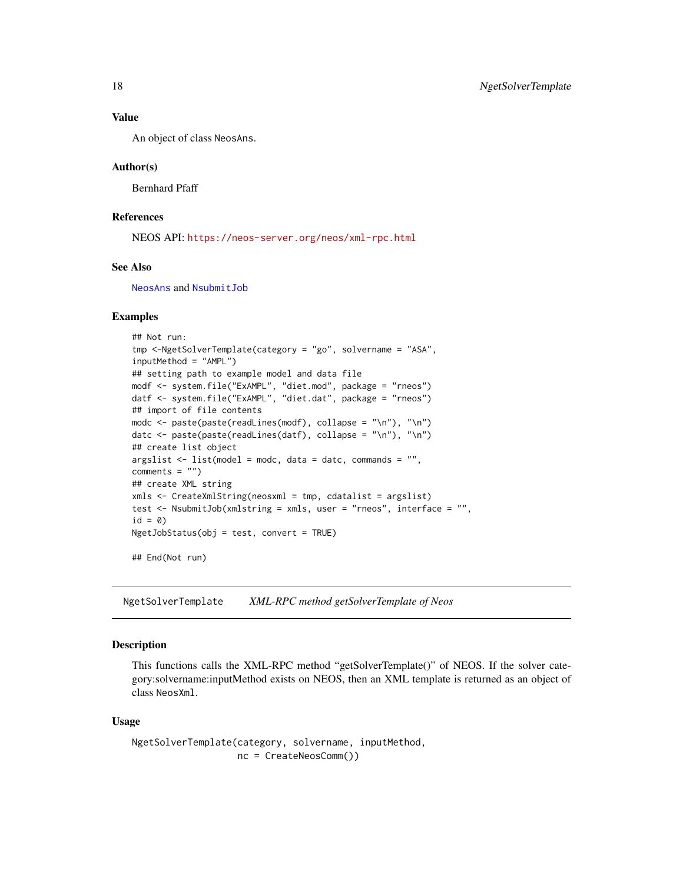### Value

An object of class `NeosAns`.

### Author(s)

Bernhard Pfaff

### References

NEOS API: https://neos-server.org/neos/xml-rpc.html

### See Also

`NeosAns` and `NsubmitJob`

### Examples

```
## Not run:
tmp <-NgetSolverTemplate(category = "go", solvername = "ASA",
inputMethod = "AMPL")
## setting path to example model and data file
modf <- system.file("ExAMPL", "diet.mod", package = "rneos")
datf <- system.file("ExAMPL", "diet.dat", package = "rneos")
## import of file contents
modc <- paste(paste(readLines(modf), collapse = "\n"), "\n")
datc <- paste(paste(readLines(datf), collapse = "\n"), "\n")
## create list object
argslist <- list(model = modc, data = datc, commands = "",
comments = "")
## create XML string
xmls <- CreateXmlString(neosxml = tmp, cdatalist = argslist)
test <- NsubmitJob(xmlstring = xmls, user = "rneos", interface = "",
id = 0)
NgetJobStatus(obj = test, convert = TRUE)

## End(Not run)
```

---

## NgetSolverTemplate *XML-RPC method getSolverTemplate of Neos*

### Description

This functions calls the XML-RPC method "getSolverTemplate()" of NEOS. If the solver category:solvername:inputMethod exists on NEOS, then an XML template is returned as an object of class `NeosXml`.

### Usage

```
NgetSolverTemplate(category, solvername, inputMethod,
                   nc = CreateNeosComm())
```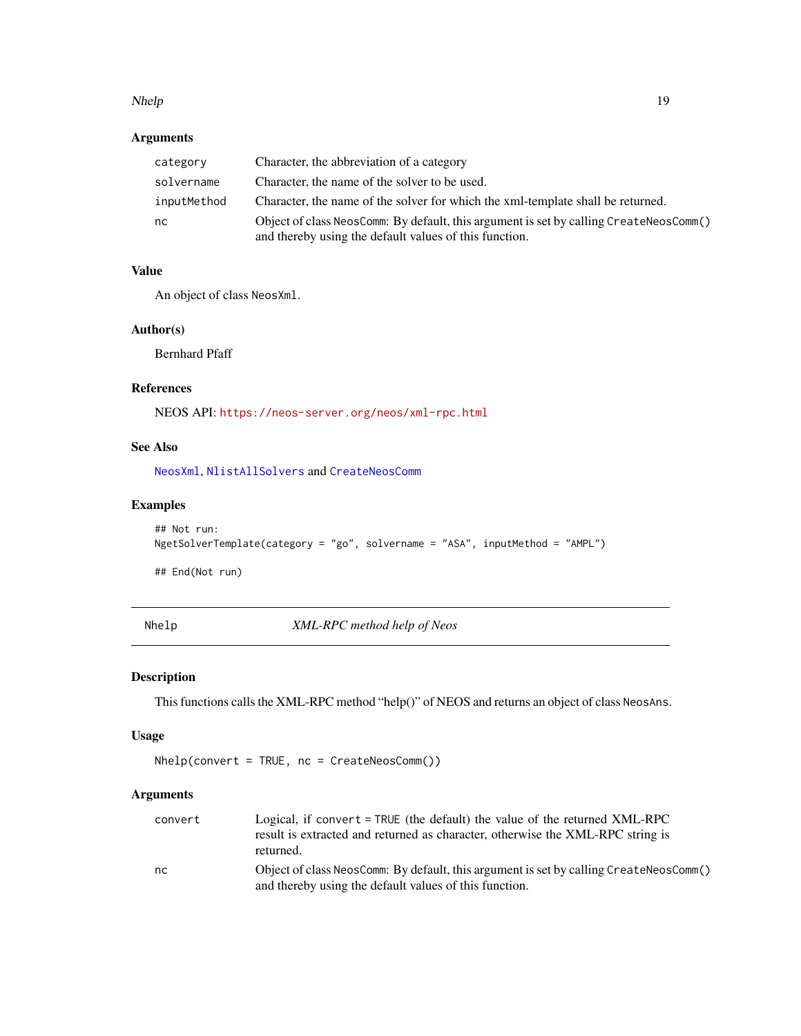### Arguments

| | |
|---|---|
| `category` | Character, the abbreviation of a category |
| `solvername` | Character, the name of the solver to be used. |
| `inputMethod` | Character, the name of the solver for which the xml-template shall be returned. |
| `nc` | Object of class `NeosComm`: By default, this argument is set by calling `CreateNeosComm()` and thereby using the default values of this function. |

### Value

An object of class `NeosXml`.

### Author(s)

Bernhard Pfaff

### References

NEOS API: https://neos-server.org/neos/xml-rpc.html

### See Also

`NeosXml`, `NlistAllSolvers` and `CreateNeosComm`

### Examples

```
## Not run:
NgetSolverTemplate(category = "go", solvername = "ASA", inputMethod = "AMPL")

## End(Not run)
```

---

## Nhelp — *XML-RPC method help of Neos*

### Description

This functions calls the XML-RPC method “help()” of NEOS and returns an object of class `NeosAns`.

### Usage

```
Nhelp(convert = TRUE, nc = CreateNeosComm())
```

### Arguments

| | |
|---|---|
| `convert` | Logical, if `convert = TRUE` (the default) the value of the returned XML-RPC result is extracted and returned as character, otherwise the XML-RPC string is returned. |
| `nc` | Object of class `NeosComm`: By default, this argument is set by calling `CreateNeosComm()` and thereby using the default values of this function. |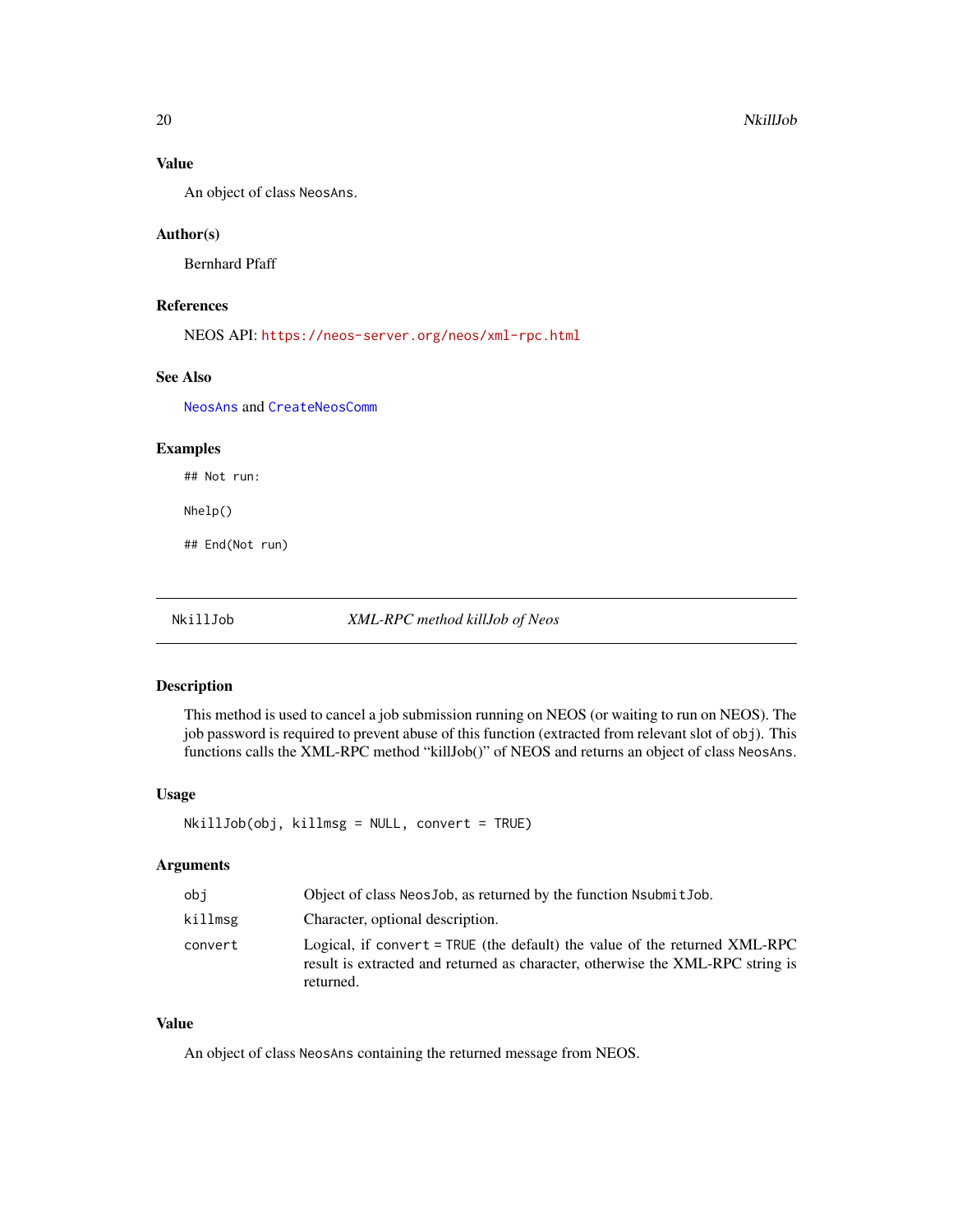### Value

An object of class NeosAns.

### Author(s)

Bernhard Pfaff

### References

NEOS API: https://neos-server.org/neos/xml-rpc.html

### See Also

NeosAns and CreateNeosComm

### Examples

```
## Not run:

Nhelp()

## End(Not run)
```

---

## NkillJob — *XML-RPC method killJob of Neos*

---

### Description

This method is used to cancel a job submission running on NEOS (or waiting to run on NEOS). The job password is required to prevent abuse of this function (extracted from relevant slot of obj). This functions calls the XML-RPC method "killJob()" of NEOS and returns an object of class NeosAns.

### Usage

```
NkillJob(obj, killmsg = NULL, convert = TRUE)
```

### Arguments

| | |
|---|---|
| obj | Object of class NeosJob, as returned by the function NsubmitJob. |
| killmsg | Character, optional description. |
| convert | Logical, if convert = TRUE (the default) the value of the returned XML-RPC result is extracted and returned as character, otherwise the XML-RPC string is returned. |

### Value

An object of class NeosAns containing the returned message from NEOS.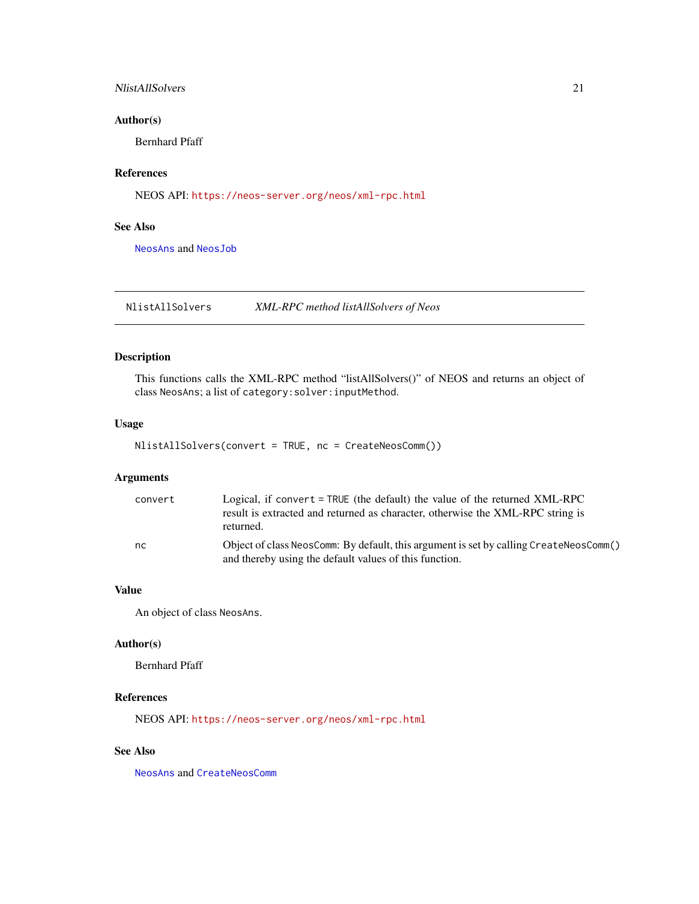### Author(s)

Bernhard Pfaff

### References

NEOS API: https://neos-server.org/neos/xml-rpc.html

### See Also

NeosAns and NeosJob

---

## NlistAllSolvers — *XML-RPC method listAllSolvers of Neos*

### Description

This functions calls the XML-RPC method "listAllSolvers()" of NEOS and returns an object of class `NeosAns`; a list of `category:solver:inputMethod`.

### Usage

```
NlistAllSolvers(convert = TRUE, nc = CreateNeosComm())
```

### Arguments

| | |
|---|---|
| `convert` | Logical, if `convert = TRUE` (the default) the value of the returned XML-RPC result is extracted and returned as character, otherwise the XML-RPC string is returned. |
| `nc` | Object of class `NeosComm`: By default, this argument is set by calling `CreateNeosComm()` and thereby using the default values of this function. |

### Value

An object of class `NeosAns`.

### Author(s)

Bernhard Pfaff

### References

NEOS API: https://neos-server.org/neos/xml-rpc.html

### See Also

NeosAns and CreateNeosComm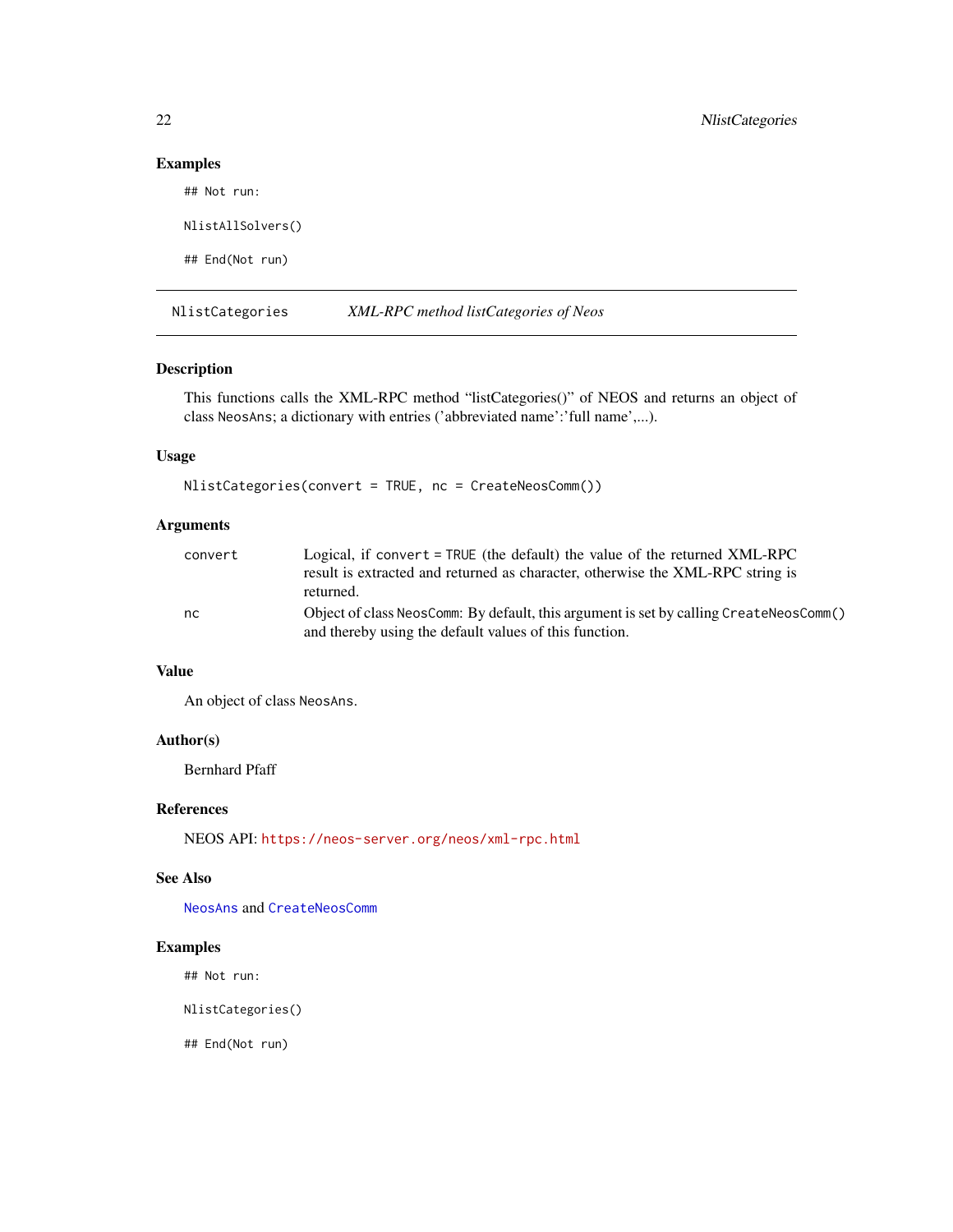## Examples

```
## Not run:

NlistAllSolvers()

## End(Not run)
```

---

# NlistCategories *XML-RPC method listCategories of Neos*

---

## Description

This functions calls the XML-RPC method “listCategories()” of NEOS and returns an object of class NeosAns; a dictionary with entries ('abbreviated name':'full name',...).

## Usage

```
NlistCategories(convert = TRUE, nc = CreateNeosComm())
```

## Arguments

| | |
|---|---|
| convert | Logical, if convert = TRUE (the default) the value of the returned XML-RPC result is extracted and returned as character, otherwise the XML-RPC string is returned. |
| nc | Object of class NeosComm: By default, this argument is set by calling CreateNeosComm() and thereby using the default values of this function. |

## Value

An object of class NeosAns.

## Author(s)

Bernhard Pfaff

## References

NEOS API: https://neos-server.org/neos/xml-rpc.html

## See Also

NeosAns and CreateNeosComm

## Examples

```
## Not run:

NlistCategories()

## End(Not run)
```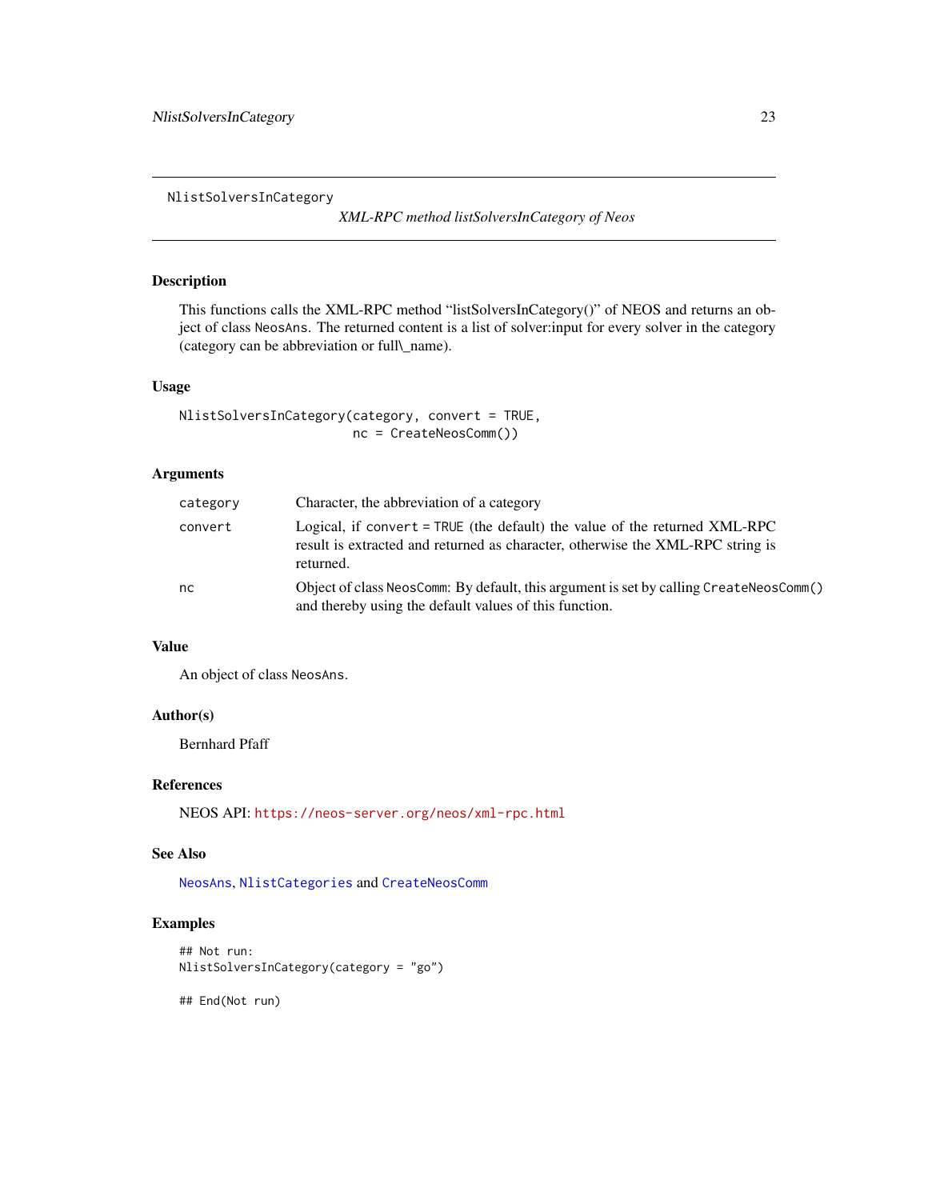## NlistSolversInCategory

*XML-RPC method listSolversInCategory of Neos*

### Description

This functions calls the XML-RPC method "listSolversInCategory()" of NEOS and returns an object of class `NeosAns`. The returned content is a list of solver:input for every solver in the category (category can be abbreviation or full\_name).

### Usage

```
NlistSolversInCategory(category, convert = TRUE,
                       nc = CreateNeosComm())
```

### Arguments

| | |
|---|---|
| `category` | Character, the abbreviation of a category |
| `convert` | Logical, if `convert = TRUE` (the default) the value of the returned XML-RPC result is extracted and returned as character, otherwise the XML-RPC string is returned. |
| `nc` | Object of class `NeosComm`: By default, this argument is set by calling `CreateNeosComm()` and thereby using the default values of this function. |

### Value

An object of class `NeosAns`.

### Author(s)

Bernhard Pfaff

### References

NEOS API: https://neos-server.org/neos/xml-rpc.html

### See Also

`NeosAns`, `NlistCategories` and `CreateNeosComm`

### Examples

```
## Not run:
NlistSolversInCategory(category = "go")

## End(Not run)
```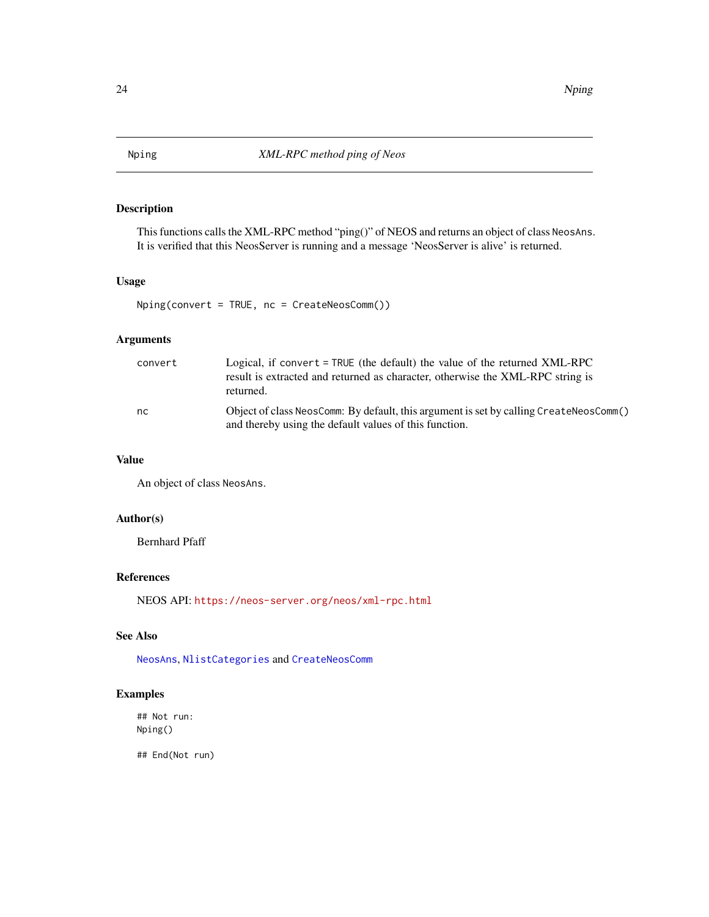# Nping — *XML-RPC method ping of Neos*

## Description

This functions calls the XML-RPC method "ping()" of NEOS and returns an object of class `NeosAns`. It is verified that this NeosServer is running and a message 'NeosServer is alive' is returned.

## Usage

```
Nping(convert = TRUE, nc = CreateNeosComm())
```

## Arguments

| | |
|---|---|
| `convert` | Logical, if `convert = TRUE` (the default) the value of the returned XML-RPC result is extracted and returned as character, otherwise the XML-RPC string is returned. |
| `nc` | Object of class `NeosComm`: By default, this argument is set by calling `CreateNeosComm()` and thereby using the default values of this function. |

## Value

An object of class `NeosAns`.

## Author(s)

Bernhard Pfaff

## References

NEOS API: https://neos-server.org/neos/xml-rpc.html

## See Also

`NeosAns`, `NlistCategories` and `CreateNeosComm`

## Examples

```
## Not run:
Nping()

## End(Not run)
```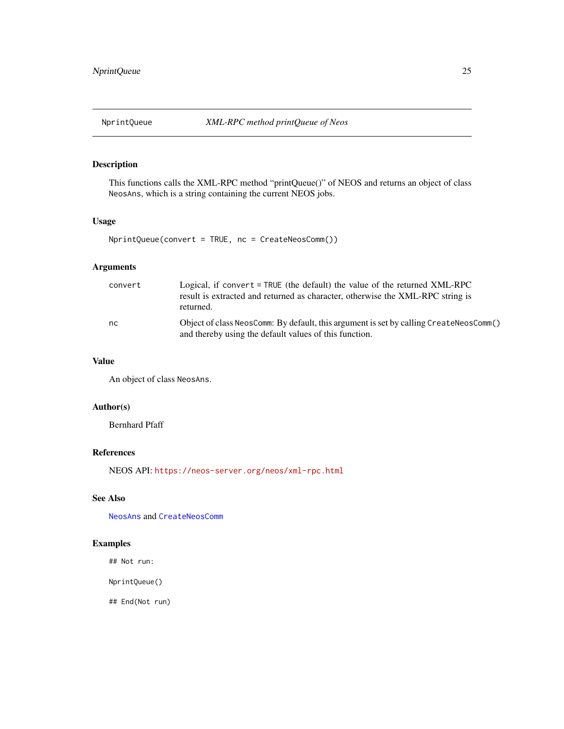# NprintQueue — *XML-RPC method printQueue of Neos*

## Description

This functions calls the XML-RPC method "printQueue()" of NEOS and returns an object of class `NeosAns`, which is a string containing the current NEOS jobs.

## Usage

```
NprintQueue(convert = TRUE, nc = CreateNeosComm())
```

## Arguments

| | |
|---|---|
| `convert` | Logical, if `convert = TRUE` (the default) the value of the returned XML-RPC result is extracted and returned as character, otherwise the XML-RPC string is returned. |
| `nc` | Object of class `NeosComm`: By default, this argument is set by calling `CreateNeosComm()` and thereby using the default values of this function. |

## Value

An object of class `NeosAns`.

## Author(s)

Bernhard Pfaff

## References

NEOS API: https://neos-server.org/neos/xml-rpc.html

## See Also

`NeosAns` and `CreateNeosComm`

## Examples

```
## Not run:

NprintQueue()

## End(Not run)
```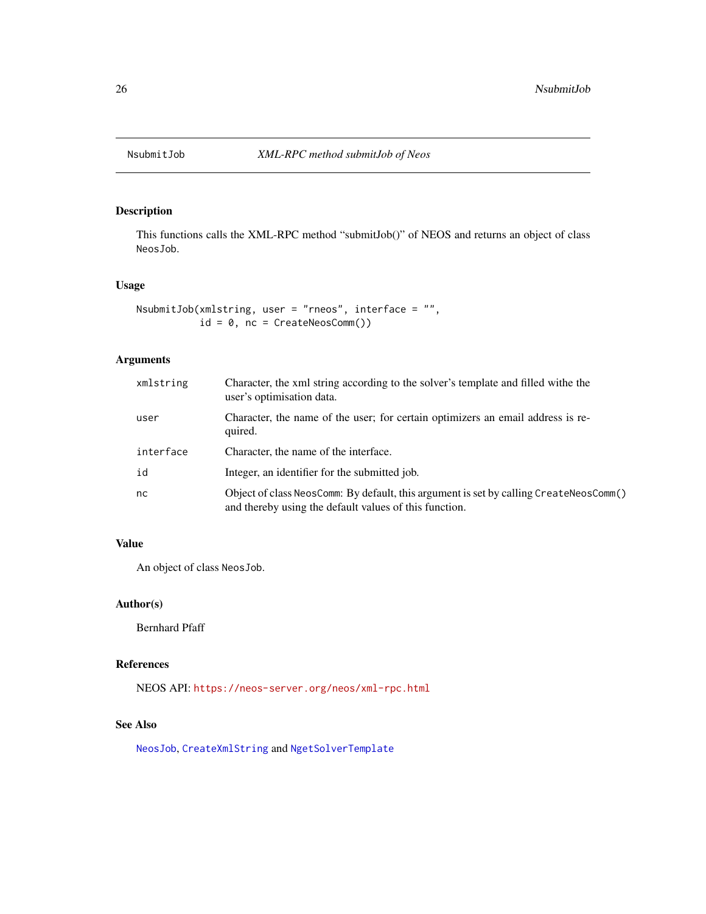# NsubmitJob — *XML-RPC method submitJob of Neos*

## Description

This functions calls the XML-RPC method "submitJob()" of NEOS and returns an object of class `NeosJob`.

## Usage

```
NsubmitJob(xmlstring, user = "rneos", interface = "",
           id = 0, nc = CreateNeosComm())
```

## Arguments

| | |
|---|---|
| `xmlstring` | Character, the xml string according to the solver's template and filled withe the user's optimisation data. |
| `user` | Character, the name of the user; for certain optimizers an email address is required. |
| `interface` | Character, the name of the interface. |
| `id` | Integer, an identifier for the submitted job. |
| `nc` | Object of class `NeosComm`: By default, this argument is set by calling `CreateNeosComm()` and thereby using the default values of this function. |

## Value

An object of class `NeosJob`.

## Author(s)

Bernhard Pfaff

## References

NEOS API: https://neos-server.org/neos/xml-rpc.html

## See Also

`NeosJob`, `CreateXmlString` and `NgetSolverTemplate`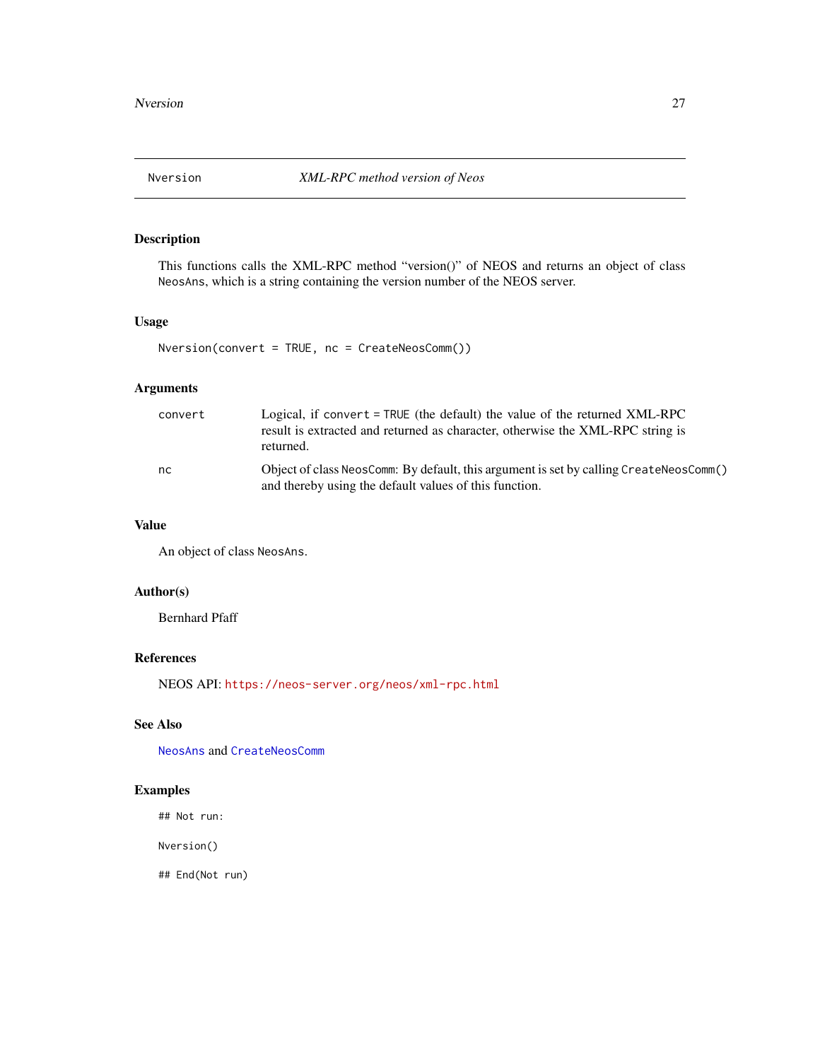## Nversion — *XML-RPC method version of Neos*

### Description

This functions calls the XML-RPC method "version()" of NEOS and returns an object of class `NeosAns`, which is a string containing the version number of the NEOS server.

### Usage

```
Nversion(convert = TRUE, nc = CreateNeosComm())
```

### Arguments

| | |
|---|---|
| `convert` | Logical, if `convert = TRUE` (the default) the value of the returned XML-RPC result is extracted and returned as character, otherwise the XML-RPC string is returned. |
| `nc` | Object of class `NeosComm`: By default, this argument is set by calling `CreateNeosComm()` and thereby using the default values of this function. |

### Value

An object of class `NeosAns`.

### Author(s)

Bernhard Pfaff

### References

NEOS API: https://neos-server.org/neos/xml-rpc.html

### See Also

`NeosAns` and `CreateNeosComm`

### Examples

```
## Not run:

Nversion()

## End(Not run)
```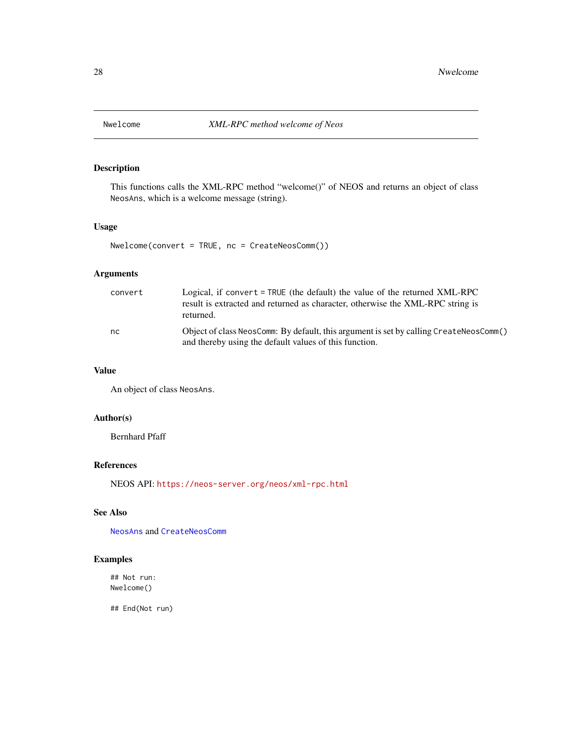# Nwelcome — *XML-RPC method welcome of Neos*

## Description

This functions calls the XML-RPC method “welcome()” of NEOS and returns an object of class `NeosAns`, which is a welcome message (string).

## Usage

```
Nwelcome(convert = TRUE, nc = CreateNeosComm())
```

## Arguments

| | |
|---|---|
| `convert` | Logical, if `convert = TRUE` (the default) the value of the returned XML-RPC result is extracted and returned as character, otherwise the XML-RPC string is returned. |
| `nc` | Object of class `NeosComm`: By default, this argument is set by calling `CreateNeosComm()` and thereby using the default values of this function. |

## Value

An object of class `NeosAns`.

## Author(s)

Bernhard Pfaff

## References

NEOS API: https://neos-server.org/neos/xml-rpc.html

## See Also

`NeosAns` and `CreateNeosComm`

## Examples

```
## Not run:
Nwelcome()

## End(Not run)
```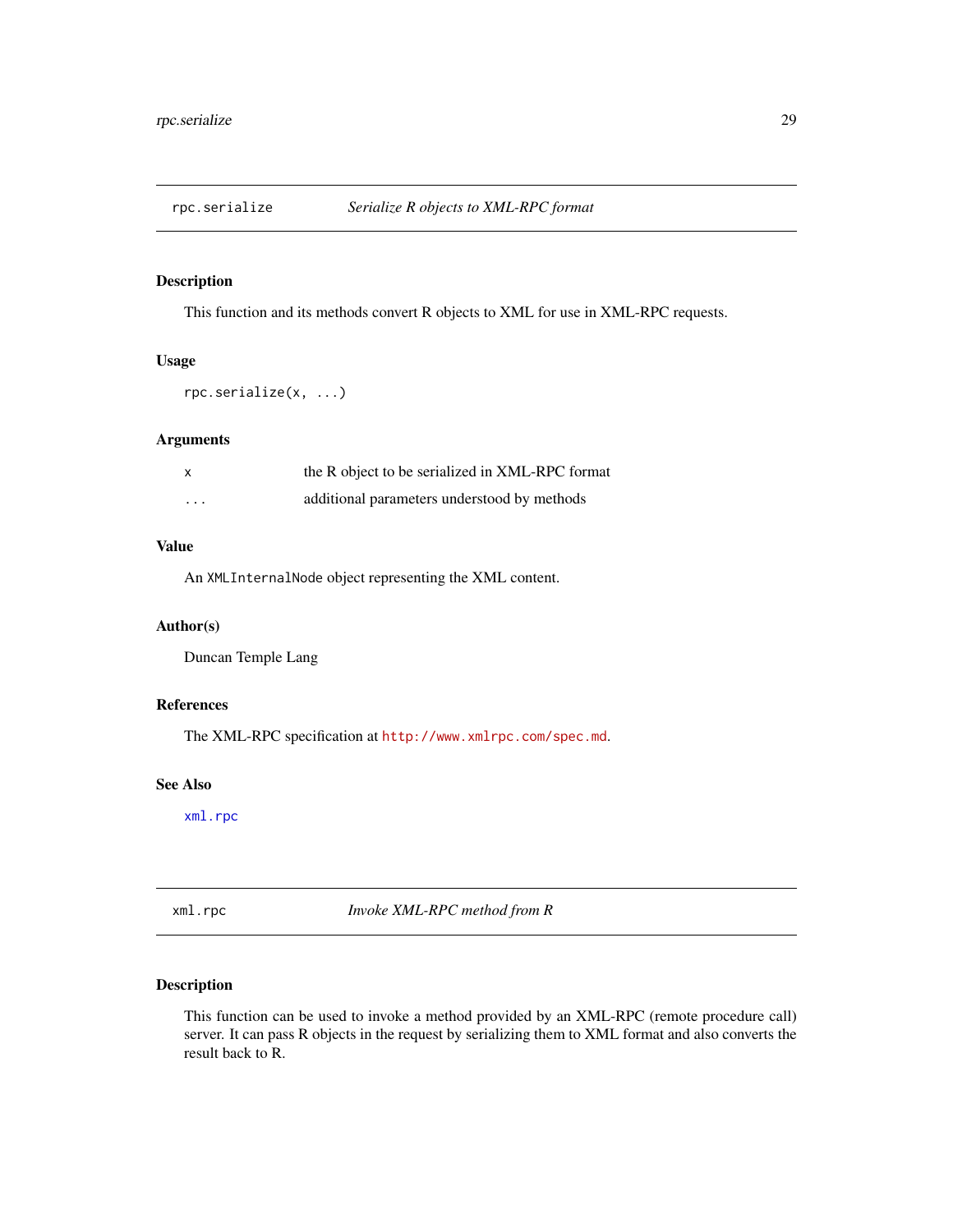## `rpc.serialize` *Serialize R objects to XML-RPC format*

### Description

This function and its methods convert R objects to XML for use in XML-RPC requests.

### Usage

```
rpc.serialize(x, ...)
```

### Arguments

| | |
|---|---|
| `x` | the R object to be serialized in XML-RPC format |
| `...` | additional parameters understood by methods |

### Value

An `XMLInternalNode` object representing the XML content.

### Author(s)

Duncan Temple Lang

### References

The XML-RPC specification at `http://www.xmlrpc.com/spec.md`.

### See Also

`xml.rpc`

## `xml.rpc` *Invoke XML-RPC method from R*

### Description

This function can be used to invoke a method provided by an XML-RPC (remote procedure call) server. It can pass R objects in the request by serializing them to XML format and also converts the result back to R.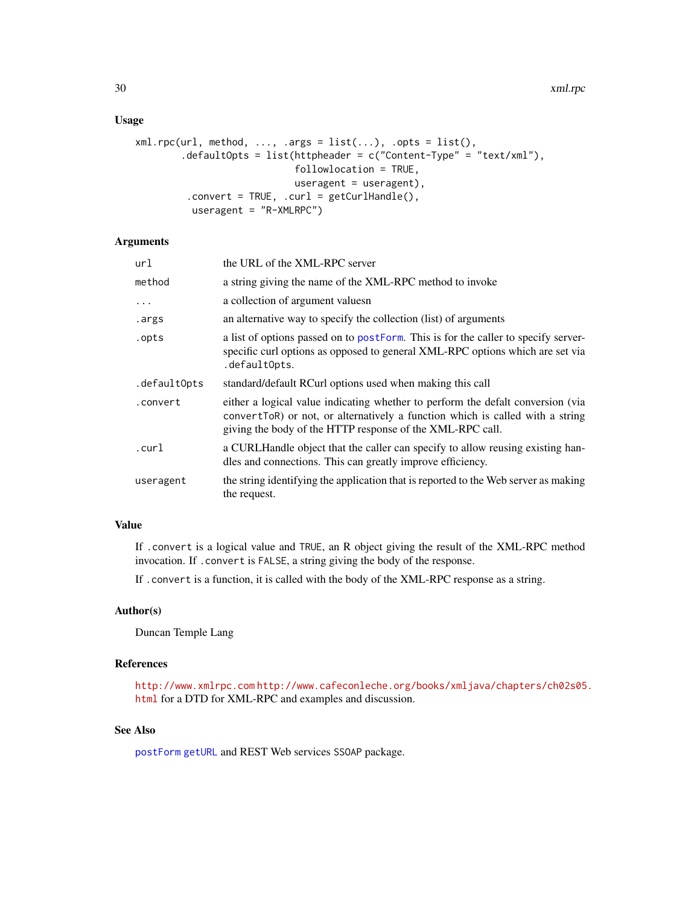### Usage

```
xml.rpc(url, method, ..., .args = list(...), .opts = list(),
        .defaultOpts = list(httpheader = c("Content-Type" = "text/xml"),
                             followlocation = TRUE,
                             useragent = useragent),
         .convert = TRUE, .curl = getCurlHandle(),
          useragent = "R-XMLRPC")
```

### Arguments

| | |
|---|---|
| `url` | the URL of the XML-RPC server |
| `method` | a string giving the name of the XML-RPC method to invoke |
| `...` | a collection of argument valuesn |
| `.args` | an alternative way to specify the collection (list) of arguments |
| `.opts` | a list of options passed on to `postForm`. This is for the caller to specify server-specific curl options as opposed to general XML-RPC options which are set via `.defaultOpts`. |
| `.defaultOpts` | standard/default RCurl options used when making this call |
| `.convert` | either a logical value indicating whether to perform the defalt conversion (via `convertToR`) or not, or alternatively a function which is called with a string giving the body of the HTTP response of the XML-RPC call. |
| `.curl` | a CURLHandle object that the caller can specify to allow reusing existing handles and connections. This can greatly improve efficiency. |
| `useragent` | the string identifying the application that is reported to the Web server as making the request. |

### Value

If `.convert` is a logical value and `TRUE`, an R object giving the result of the XML-RPC method invocation. If `.convert` is `FALSE`, a string giving the body of the response.

If `.convert` is a function, it is called with the body of the XML-RPC response as a string.

### Author(s)

Duncan Temple Lang

### References

http://www.xmlrpc.com http://www.cafeconleche.org/books/xmljava/chapters/ch02s05.html for a DTD for XML-RPC and examples and discussion.

### See Also

`postForm` `getURL` and REST Web services `SSOAP` package.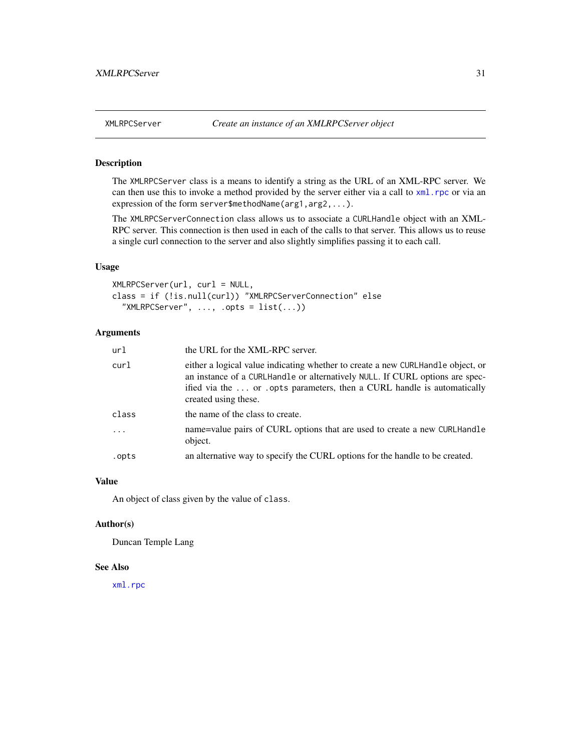## XMLRPCServer *Create an instance of an XMLRPCServer object*

### Description

The `XMLRPCServer` class is a means to identify a string as the URL of an XML-RPC server. We can then use this to invoke a method provided by the server either via a call to `xml.rpc` or via an expression of the form `server$methodName(arg1,arg2,...)`.

The `XMLRPCServerConnection` class allows us to associate a `CURLHandle` object with an XML-RPC server. This connection is then used in each of the calls to that server. This allows us to reuse a single curl connection to the server and also slightly simplifies passing it to each call.

### Usage

```
XMLRPCServer(url, curl = NULL,
class = if (!is.null(curl)) "XMLRPCServerConnection" else
  "XMLRPCServer", ..., .opts = list(...))
```

### Arguments

| | |
|---|---|
| `url` | the URL for the XML-RPC server. |
| `curl` | either a logical value indicating whether to create a new `CURLHandle` object, or an instance of a `CURLHandle` or alternatively `NULL`. If CURL options are specified via the `...` or `.opts` parameters, then a CURL handle is automatically created using these. |
| `class` | the name of the class to create. |
| `...` | name=value pairs of CURL options that are used to create a new `CURLHandle` object. |
| `.opts` | an alternative way to specify the CURL options for the handle to be created. |

### Value

An object of class given by the value of `class`.

### Author(s)

Duncan Temple Lang

### See Also

`xml.rpc`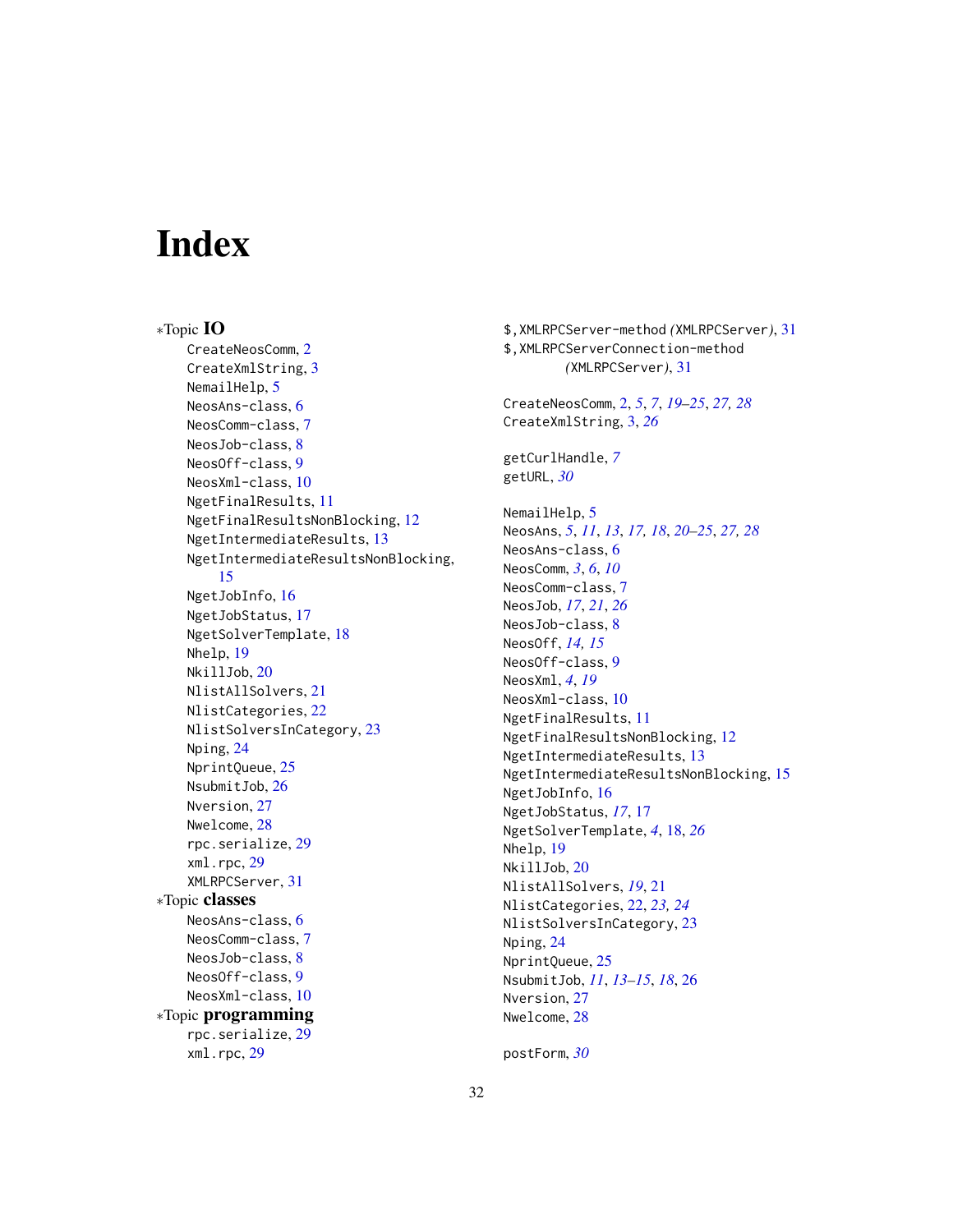# Index

∗Topic **IO**

- CreateNeosComm, 2
- CreateXmlString, 3
- NemailHelp, 5
- NeosAns-class, 6
- NeosComm-class, 7
- NeosJob-class, 8
- NeosOff-class, 9
- NeosXml-class, 10
- NgetFinalResults, 11
- NgetFinalResultsNonBlocking, 12
- NgetIntermediateResults, 13
- NgetIntermediateResultsNonBlocking, 15
- NgetJobInfo, 16
- NgetJobStatus, 17
- NgetSolverTemplate, 18
- Nhelp, 19
- NkillJob, 20
- NlistAllSolvers, 21
- NlistCategories, 22
- NlistSolversInCategory, 23
- Nping, 24
- NprintQueue, 25
- NsubmitJob, 26
- Nversion, 27
- Nwelcome, 28
- rpc.serialize, 29
- xml.rpc, 29
- XMLRPCServer, 31

∗Topic **classes**

- NeosAns-class, 6
- NeosComm-class, 7
- NeosJob-class, 8
- NeosOff-class, 9
- NeosXml-class, 10

∗Topic **programming**

- rpc.serialize, 29
- xml.rpc, 29

$,XMLRPCServer-method *(*XMLRPCServer*)*, 31
$,XMLRPCServerConnection-method *(*XMLRPCServer*)*, 31

CreateNeosComm, 2, *5*, *7*, *19–25*, *27, 28*
CreateXmlString, 3, *26*

getCurlHandle, *7*
getURL, *30*

NemailHelp, 5
NeosAns, *5*, *11*, *13*, *17, 18*, *20–25*, *27, 28*
NeosAns-class, 6
NeosComm, *3*, *6*, *10*
NeosComm-class, 7
NeosJob, *17*, *21*, *26*
NeosJob-class, 8
NeosOff, *14, 15*
NeosOff-class, 9
NeosXml, *4*, *19*
NeosXml-class, 10
NgetFinalResults, 11
NgetFinalResultsNonBlocking, 12
NgetIntermediateResults, 13
NgetIntermediateResultsNonBlocking, 15
NgetJobInfo, 16
NgetJobStatus, *17*, 17
NgetSolverTemplate, *4*, 18, *26*
Nhelp, 19
NkillJob, 20
NlistAllSolvers, *19*, 21
NlistCategories, 22, *23, 24*
NlistSolversInCategory, 23
Nping, 24
NprintQueue, 25
NsubmitJob, *11*, *13–15*, *18*, 26
Nversion, 27
Nwelcome, 28

postForm, *30*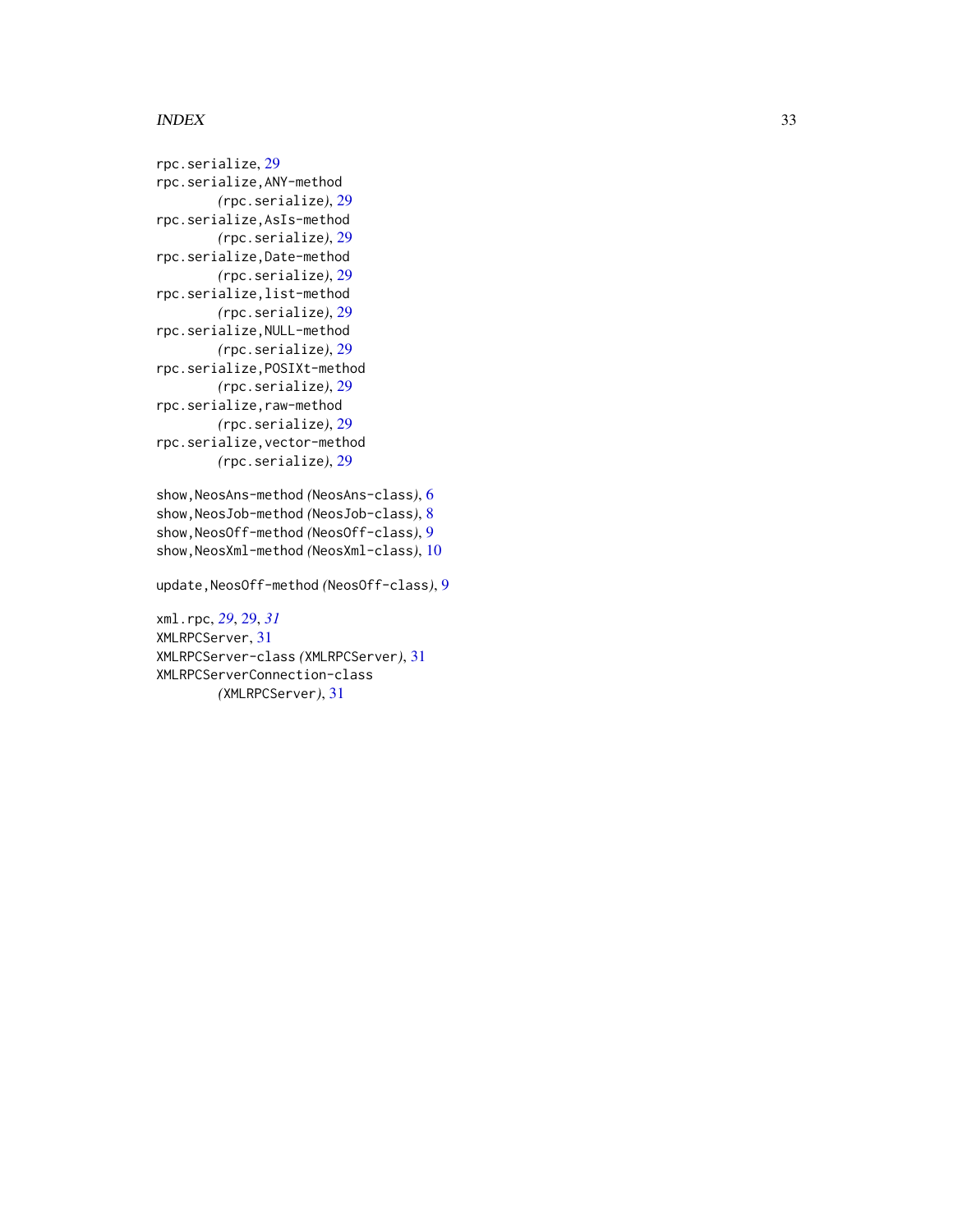rpc.serialize, 29
rpc.serialize,ANY-method
        *(*rpc.serialize*)*, 29
rpc.serialize,AsIs-method
        *(*rpc.serialize*)*, 29
rpc.serialize,Date-method
        *(*rpc.serialize*)*, 29
rpc.serialize,list-method
        *(*rpc.serialize*)*, 29
rpc.serialize,NULL-method
        *(*rpc.serialize*)*, 29
rpc.serialize,POSIXt-method
        *(*rpc.serialize*)*, 29
rpc.serialize,raw-method
        *(*rpc.serialize*)*, 29
rpc.serialize,vector-method
        *(*rpc.serialize*)*, 29

show,NeosAns-method *(*NeosAns-class*)*, 6
show,NeosJob-method *(*NeosJob-class*)*, 8
show,NeosOff-method *(*NeosOff-class*)*, 9
show,NeosXml-method *(*NeosXml-class*)*, 10

update,NeosOff-method *(*NeosOff-class*)*, 9

xml.rpc, *29*, 29, *31*
XMLRPCServer, 31
XMLRPCServer-class *(*XMLRPCServer*)*, 31
XMLRPCServerConnection-class
        *(*XMLRPCServer*)*, 31